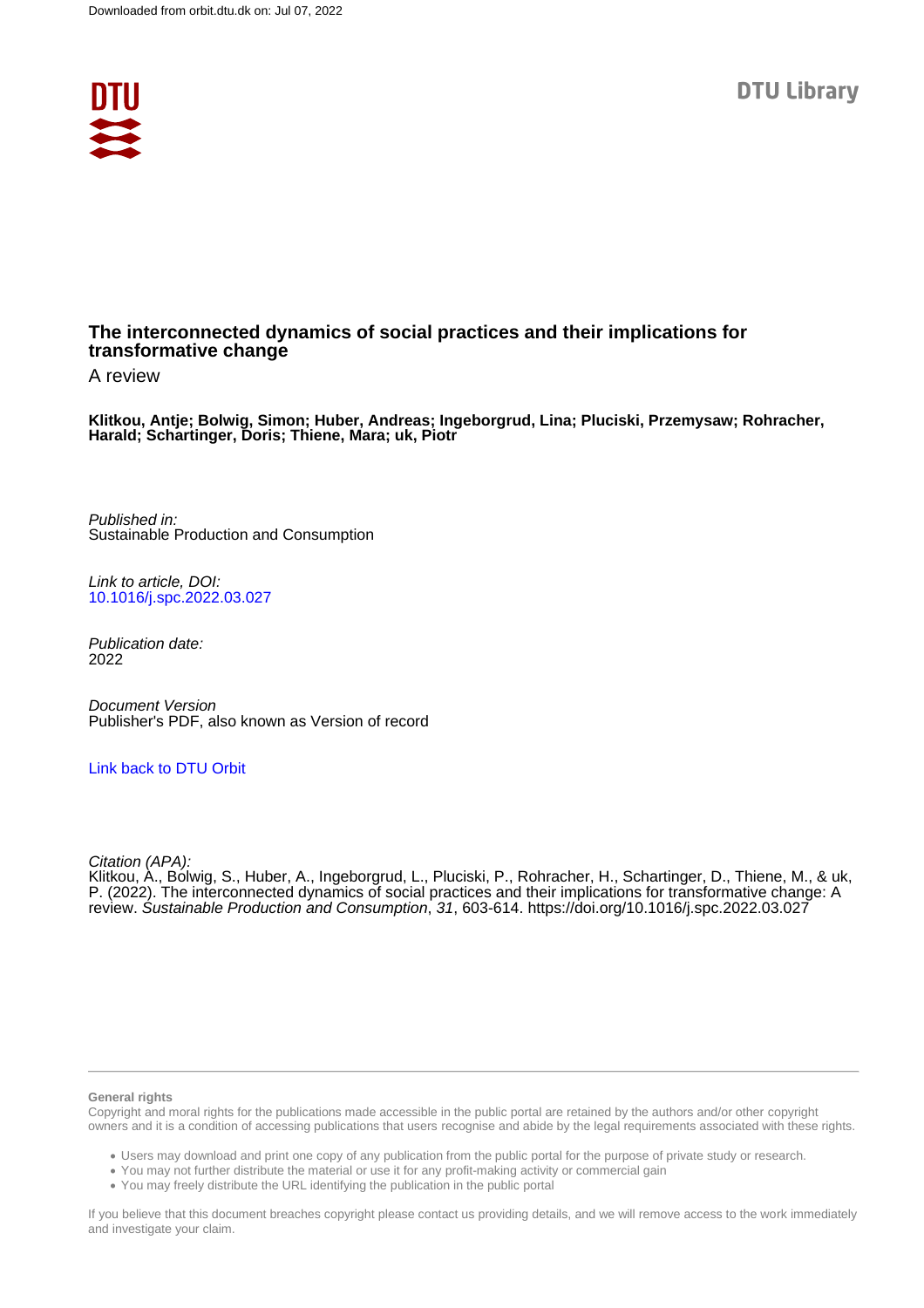Downloaded from orbit.dtu.dk on: Jul 07, 2022

DTU Library

# The interconnected dynamics of social practices and their implications for transformative change

A review

**Klitkou, Antje; Bolwig, Simon; Huber, Andreas; Ingeborgrud, Lina; Pluciski, Przemysaw; Rohracher, Harald; Schartinger, Doris; Thiene, Mara; uk, Piotr**

*Published in:*
Sustainable Production and Consumption

*Link to article, DOI:*
10.1016/j.spc.2022.03.027

*Publication date:*
2022

*Document Version*
Publisher's PDF, also known as Version of record

Link back to DTU Orbit

*Citation (APA):*
Klitkou, A., Bolwig, S., Huber, A., Ingeborgrud, L., Pluciski, P., Rohracher, H., Schartinger, D., Thiene, M., & uk, P. (2022). The interconnected dynamics of social practices and their implications for transformative change: A review. *Sustainable Production and Consumption*, *31*, 603-614. https://doi.org/10.1016/j.spc.2022.03.027

**General rights**

Copyright and moral rights for the publications made accessible in the public portal are retained by the authors and/or other copyright owners and it is a condition of accessing publications that users recognise and abide by the legal requirements associated with these rights.

- Users may download and print one copy of any publication from the public portal for the purpose of private study or research.
- You may not further distribute the material or use it for any profit-making activity or commercial gain
- You may freely distribute the URL identifying the publication in the public portal

If you believe that this document breaches copyright please contact us providing details, and we will remove access to the work immediately and investigate your claim.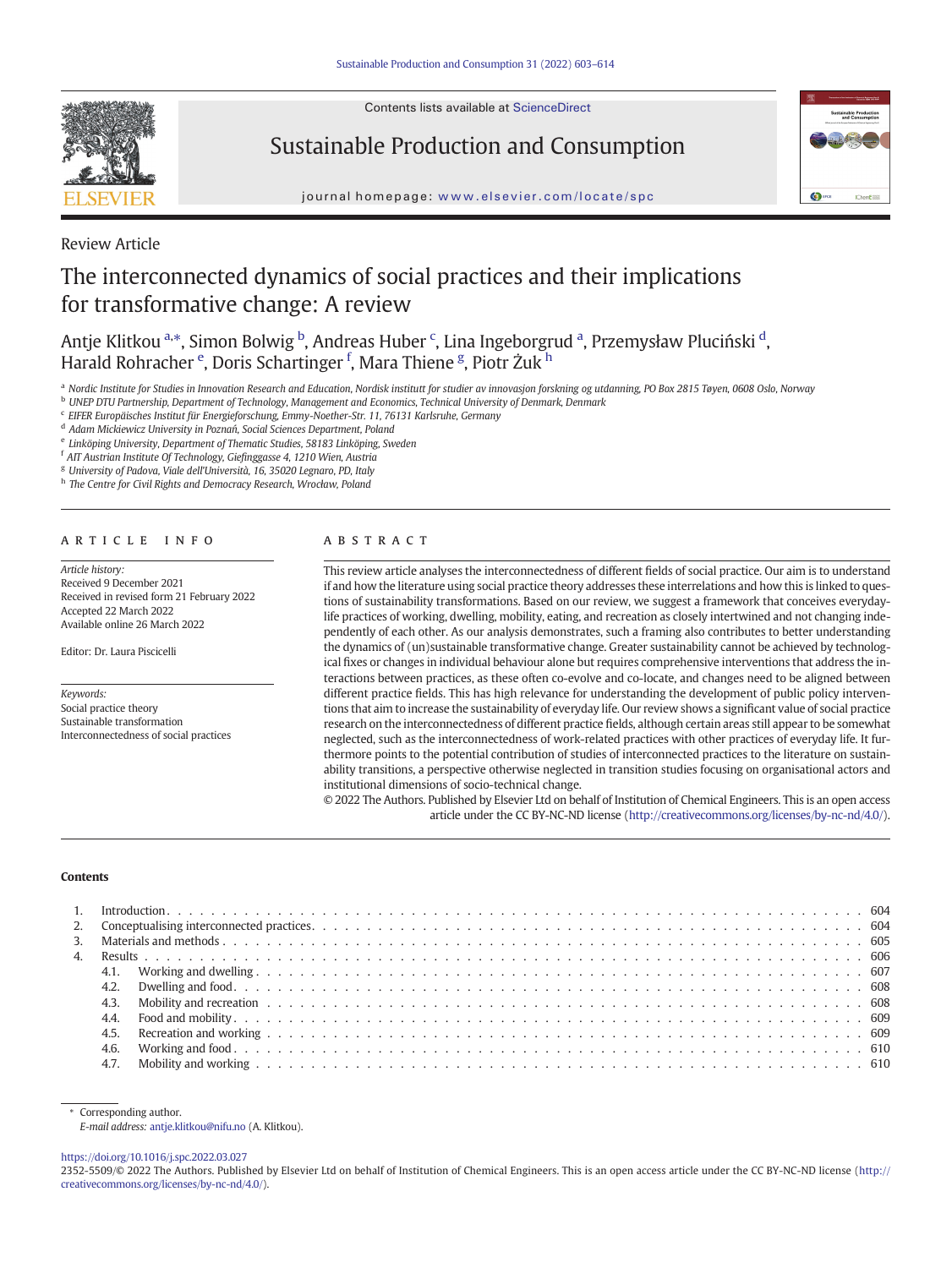Review Article

# The interconnected dynamics of social practices and their implications for transformative change: A review

Antje Klitkou [a,*], Simon Bolwig [b], Andreas Huber [c], Lina Ingeborgrud [a], Przemysław Pluciński [d], Harald Rohracher [e], Doris Schartinger [f], Mara Thiene [g], Piotr Żuk [h]

[a] *Nordic Institute for Studies in Innovation Research and Education, Nordisk institutt for studier av innovasjon forskning og utdanning, PO Box 2815 Tøyen, 0608 Oslo, Norway*
[b] *UNEP DTU Partnership, Department of Technology, Management and Economics, Technical University of Denmark, Denmark*
[c] *EIFER Europäisches Institut für Energieforschung, Emmy-Noether-Str. 11, 76131 Karlsruhe, Germany*
[d] *Adam Mickiewicz University in Poznań, Social Sciences Department, Poland*
[e] *Linköping University, Department of Thematic Studies, 58183 Linköping, Sweden*
[f] *AIT Austrian Institute Of Technology, Giefinggasse 4, 1210 Wien, Austria*
[g] *University of Padova, Viale dell'Università, 16, 35020 Legnaro, PD, Italy*
[h] *The Centre for Civil Rights and Democracy Research, Wrocław, Poland*

## ARTICLE INFO

*Article history:*
Received 9 December 2021
Received in revised form 21 February 2022
Accepted 22 March 2022
Available online 26 March 2022

Editor: Dr. Laura Piscicelli

*Keywords:*
Social practice theory
Sustainable transformation
Interconnectedness of social practices

## ABSTRACT

This review article analyses the interconnectedness of different fields of social practice. Our aim is to understand if and how the literature using social practice theory addresses these interrelations and how this is linked to questions of sustainability transformations. Based on our review, we suggest a framework that conceives everyday-life practices of working, dwelling, mobility, eating, and recreation as closely intertwined and not changing independently of each other. As our analysis demonstrates, such a framing also contributes to better understanding the dynamics of (un)sustainable transformative change. Greater sustainability cannot be achieved by technological fixes or changes in individual behaviour alone but requires comprehensive interventions that address the interactions between practices, as these often co-evolve and co-locate, and changes need to be aligned between different practice fields. This has high relevance for understanding the development of public policy interventions that aim to increase the sustainability of everyday life. Our review shows a significant value of social practice research on the interconnectedness of different practice fields, although certain areas still appear to be somewhat neglected, such as the interconnectedness of work-related practices with other practices of everyday life. It furthermore points to the potential contribution of studies of interconnected practices to the literature on sustainability transitions, a perspective otherwise neglected in transition studies focusing on organisational actors and institutional dimensions of socio-technical change.

© 2022 The Authors. Published by Elsevier Ltd on behalf of Institution of Chemical Engineers. This is an open access article under the CC BY-NC-ND license (http://creativecommons.org/licenses/by-nc-nd/4.0/).

## Contents

1. Introduction . . . 604
2. Conceptualising interconnected practices . . . 604
3. Materials and methods . . . 605
4. Results . . . 606
   - 4.1. Working and dwelling . . . 607
   - 4.2. Dwelling and food . . . 608
   - 4.3. Mobility and recreation . . . 608
   - 4.4. Food and mobility . . . 609
   - 4.5. Recreation and working . . . 609
   - 4.6. Working and food . . . 610
   - 4.7. Mobility and working . . . 610

* Corresponding author.
*E-mail address:* antje.klitkou@nifu.no (A. Klitkou).

https://doi.org/10.1016/j.spc.2022.03.027
2352-5509/© 2022 The Authors. Published by Elsevier Ltd on behalf of Institution of Chemical Engineers. This is an open access article under the CC BY-NC-ND license (http://creativecommons.org/licenses/by-nc-nd/4.0/).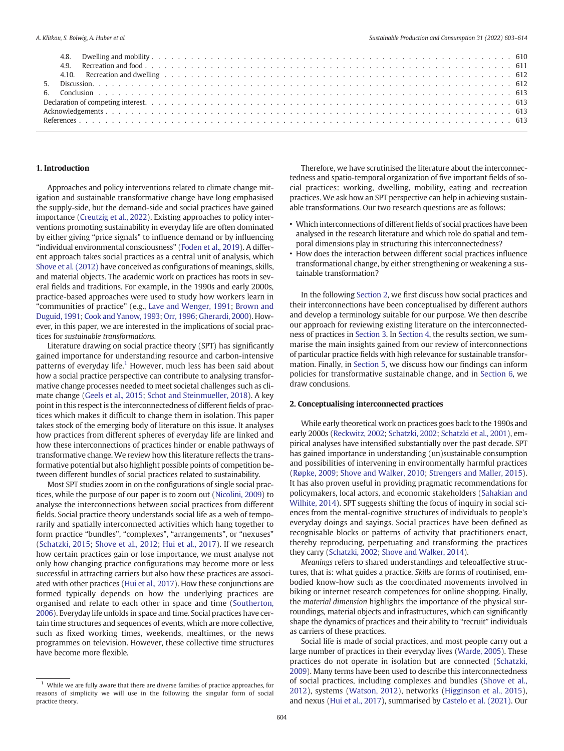4.8. Dwelling and mobility . . . . . . . . . . . . . . . . . . . . . . . . . . . . . . . . . . . . . . . . . . . . . . 610
4.9. Recreation and food . . . . . . . . . . . . . . . . . . . . . . . . . . . . . . . . . . . . . . . . . . . . . . 611
4.10. Recreation and dwelling . . . . . . . . . . . . . . . . . . . . . . . . . . . . . . . . . . . . . . . . . . . . . 612
5. Discussion. . . . . . . . . . . . . . . . . . . . . . . . . . . . . . . . . . . . . . . . . . . . . . . . . . . 612
6. Conclusion . . . . . . . . . . . . . . . . . . . . . . . . . . . . . . . . . . . . . . . . . . . . . . . . . . 613
Declaration of competing interest. . . . . . . . . . . . . . . . . . . . . . . . . . . . . . . . . . . . . . . . . . . . 613
Acknowledgements . . . . . . . . . . . . . . . . . . . . . . . . . . . . . . . . . . . . . . . . . . . . . . . . . 613
References . . . . . . . . . . . . . . . . . . . . . . . . . . . . . . . . . . . . . . . . . . . . . . . . . . . 613

## 1. Introduction

Approaches and policy interventions related to climate change mitigation and sustainable transformative change have long emphasised the supply-side, but the demand-side and social practices have gained importance (Creutzig et al., 2022). Existing approaches to policy interventions promoting sustainability in everyday life are often dominated by either giving "price signals" to influence demand or by influencing "individual environmental consciousness" (Foden et al., 2019). A different approach takes social practices as a central unit of analysis, which Shove et al. (2012) have conceived as configurations of meanings, skills, and material objects. The academic work on practices has roots in several fields and traditions. For example, in the 1990s and early 2000s, practice-based approaches were used to study how workers learn in "communities of practice" (e.g., Lave and Wenger, 1991; Brown and Duguid, 1991; Cook and Yanow, 1993; Orr, 1996; Gherardi, 2000). However, in this paper, we are interested in the implications of social practices for *sustainable transformations*.

Literature drawing on social practice theory (SPT) has significantly gained importance for understanding resource and carbon-intensive patterns of everyday life.[1] However, much less has been said about how a social practice perspective can contribute to analysing transformative change processes needed to meet societal challenges such as climate change (Geels et al., 2015; Schot and Steinmueller, 2018). A key point in this respect is the interconnectedness of different fields of practices which makes it difficult to change them in isolation. This paper takes stock of the emerging body of literature on this issue. It analyses how practices from different spheres of everyday life are linked and how these interconnections of practices hinder or enable pathways of transformative change. We review how this literature reflects the transformative potential but also highlight possible points of competition between different bundles of social practices related to sustainability.

Most SPT studies zoom in on the configurations of single social practices, while the purpose of our paper is to zoom out (Nicolini, 2009) to analyse the interconnections between social practices from different fields. Social practice theory understands social life as a web of temporarily and spatially interconnected activities which hang together to form practice "bundles", "complexes", "arrangements", or "nexuses" (Schatzki, 2015; Shove et al., 2012; Hui et al., 2017). If we research how certain practices gain or lose importance, we must analyse not only how changing practice configurations may become more or less successful in attracting carriers but also how these practices are associated with other practices (Hui et al., 2017). How these conjunctions are formed typically depends on how the underlying practices are organised and relate to each other in space and time (Southerton, 2006). Everyday life unfolds in space and time. Social practices have certain time structures and sequences of events, which are more collective, such as fixed working times, weekends, mealtimes, or the news programmes on television. However, these collective time structures have become more flexible.

Therefore, we have scrutinised the literature about the interconnectedness and spatio-temporal organization of five important fields of social practices: working, dwelling, mobility, eating and recreation practices. We ask how an SPT perspective can help in achieving sustainable transformations. Our two research questions are as follows:

- Which interconnections of different fields of social practices have been analysed in the research literature and which role do spatial and temporal dimensions play in structuring this interconnectedness?
- How does the interaction between different social practices influence transformational change, by either strengthening or weakening a sustainable transformation?

In the following Section 2, we first discuss how social practices and their interconnections have been conceptualised by different authors and develop a terminology suitable for our purpose. We then describe our approach for reviewing existing literature on the interconnectedness of practices in Section 3. In Section 4, the results section, we summarise the main insights gained from our review of interconnections of particular practice fields with high relevance for sustainable transformation. Finally, in Section 5, we discuss how our findings can inform policies for transformative sustainable change, and in Section 6, we draw conclusions.

## 2. Conceptualising interconnected practices

While early theoretical work on practices goes back to the 1990s and early 2000s (Reckwitz, 2002; Schatzki, 2002; Schatzki et al., 2001), empirical analyses have intensified substantially over the past decade. SPT has gained importance in understanding (un)sustainable consumption and possibilities of intervening in environmentally harmful practices (Røpke, 2009; Shove and Walker, 2010; Strengers and Maller, 2015). It has also proven useful in providing pragmatic recommendations for policymakers, local actors, and economic stakeholders (Sahakian and Wilhite, 2014). SPT suggests shifting the focus of inquiry in social sciences from the mental-cognitive structures of individuals to people's everyday doings and sayings. Social practices have been defined as recognisable blocks or patterns of activity that practitioners enact, thereby reproducing, perpetuating and transforming the practices they carry (Schatzki, 2002; Shove and Walker, 2014).

*Meanings* refers to shared understandings and teleoaffective structures, that is: what guides a practice. *Skills* are forms of routinised, embodied know-how such as the coordinated movements involved in biking or internet research competences for online shopping. Finally, the *material dimension* highlights the importance of the physical surroundings, material objects and infrastructures, which can significantly shape the dynamics of practices and their ability to "recruit" individuals as carriers of these practices.

Social life is made of social practices, and most people carry out a large number of practices in their everyday lives (Warde, 2005). These practices do not operate in isolation but are connected (Schatzki, 2009). Many terms have been used to describe this interconnectedness of social practices, including complexes and bundles (Shove et al., 2012), systems (Watson, 2012), networks (Higginson et al., 2015), and nexus (Hui et al., 2017), summarised by Castelo et al. (2021). Our

[1] While we are fully aware that there are diverse families of practice approaches, for reasons of simplicity we will use in the following the singular form of social practice theory.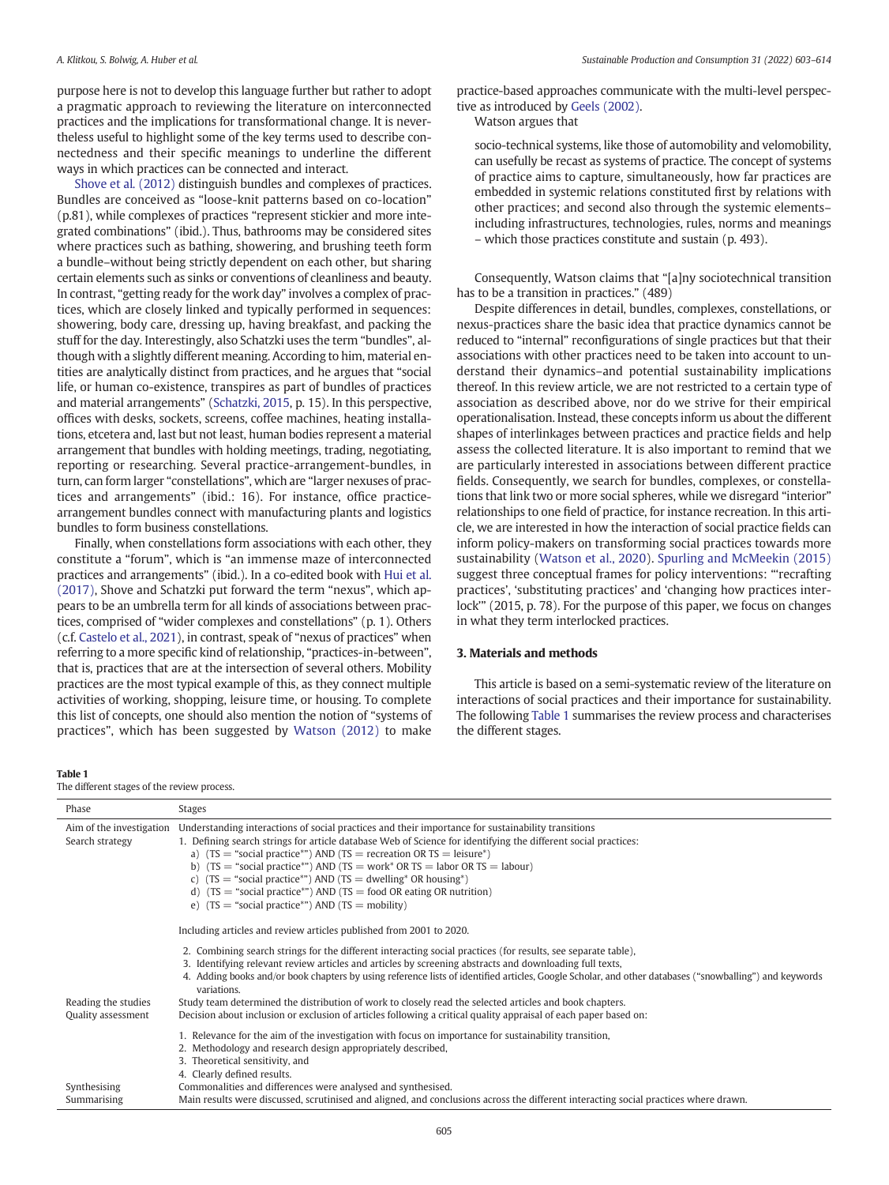purpose here is not to develop this language further but rather to adopt a pragmatic approach to reviewing the literature on interconnected practices and the implications for transformational change. It is nevertheless useful to highlight some of the key terms used to describe connectedness and their specific meanings to underline the different ways in which practices can be connected and interact.

Shove et al. (2012) distinguish bundles and complexes of practices. Bundles are conceived as "loose-knit patterns based on co-location" (p.81), while complexes of practices "represent stickier and more integrated combinations" (ibid.). Thus, bathrooms may be considered sites where practices such as bathing, showering, and brushing teeth form a bundle–without being strictly dependent on each other, but sharing certain elements such as sinks or conventions of cleanliness and beauty. In contrast, "getting ready for the work day" involves a complex of practices, which are closely linked and typically performed in sequences: showering, body care, dressing up, having breakfast, and packing the stuff for the day. Interestingly, also Schatzki uses the term "bundles", although with a slightly different meaning. According to him, material entities are analytically distinct from practices, and he argues that "social life, or human co-existence, transpires as part of bundles of practices and material arrangements" (Schatzki, 2015, p. 15). In this perspective, offices with desks, sockets, screens, coffee machines, heating installations, etcetera and, last but not least, human bodies represent a material arrangement that bundles with holding meetings, trading, negotiating, reporting or researching. Several practice-arrangement-bundles, in turn, can form larger "constellations", which are "larger nexuses of practices and arrangements" (ibid.: 16). For instance, office practice-arrangement bundles connect with manufacturing plants and logistics bundles to form business constellations.

Finally, when constellations form associations with each other, they constitute a "forum", which is "an immense maze of interconnected practices and arrangements" (ibid.). In a co-edited book with Hui et al. (2017), Shove and Schatzki put forward the term "nexus", which appears to be an umbrella term for all kinds of associations between practices, comprised of "wider complexes and constellations" (p. 1). Others (c.f. Castelo et al., 2021), in contrast, speak of "nexus of practices" when referring to a more specific kind of relationship, "practices-in-between", that is, practices that are at the intersection of several others. Mobility practices are the most typical example of this, as they connect multiple activities of working, shopping, leisure time, or housing. To complete this list of concepts, one should also mention the notion of "systems of practices", which has been suggested by Watson (2012) to make practice-based approaches communicate with the multi-level perspective as introduced by Geels (2002).

Watson argues that

> socio-technical systems, like those of automobility and velomobility, can usefully be recast as systems of practice. The concept of systems of practice aims to capture, simultaneously, how far practices are embedded in systemic relations constituted first by relations with other practices; and second also through the systemic elements–including infrastructures, technologies, rules, norms and meanings – which those practices constitute and sustain (p. 493).

Consequently, Watson claims that "[a]ny sociotechnical transition has to be a transition in practices." (489)

Despite differences in detail, bundles, complexes, constellations, or nexus-practices share the basic idea that practice dynamics cannot be reduced to "internal" reconfigurations of single practices but that their associations with other practices need to be taken into account to understand their dynamics–and potential sustainability implications thereof. In this review article, we are not restricted to a certain type of association as described above, nor do we strive for their empirical operationalisation. Instead, these concepts inform us about the different shapes of interlinkages between practices and practice fields and help assess the collected literature. It is also important to remind that we are particularly interested in associations between different practice fields. Consequently, we search for bundles, complexes, or constellations that link two or more social spheres, while we disregard "interior" relationships to one field of practice, for instance recreation. In this article, we are interested in how the interaction of social practice fields can inform policy-makers on transforming social practices towards more sustainability (Watson et al., 2020). Spurling and McMeekin (2015) suggest three conceptual frames for policy interventions: "'recrafting practices', 'substituting practices' and 'changing how practices interlock'" (2015, p. 78). For the purpose of this paper, we focus on changes in what they term interlocked practices.

## 3. Materials and methods

This article is based on a semi-systematic review of the literature on interactions of social practices and their importance for sustainability. The following Table 1 summarises the review process and characterises the different stages.

**Table 1**
The different stages of the review process.

| Phase | Stages |
|---|---|
| Aim of the investigation | Understanding interactions of social practices and their importance for sustainability transitions |
| Search strategy | 1. Defining search strings for article database Web of Science for identifying the different social practices:<br>a) (TS = "social practice*") AND (TS = recreation OR TS = leisure*)<br>b) (TS = "social practice*") AND (TS = work* OR TS = labor OR TS = labour)<br>c) (TS = "social practice*") AND (TS = dwelling* OR housing*)<br>d) (TS = "social practice*") AND (TS = food OR eating OR nutrition)<br>e) (TS = "social practice*") AND (TS = mobility)<br><br>Including articles and review articles published from 2001 to 2020.<br><br>2. Combining search strings for the different interacting social practices (for results, see separate table),<br>3. Identifying relevant review articles and articles by screening abstracts and downloading full texts,<br>4. Adding books and/or book chapters by using reference lists of identified articles, Google Scholar, and other databases ("snowballing") and keywords variations. |
| Reading the studies | Study team determined the distribution of work to closely read the selected articles and book chapters. |
| Quality assessment | Decision about inclusion or exclusion of articles following a critical quality appraisal of each paper based on:<br><br>1. Relevance for the aim of the investigation with focus on importance for sustainability transition,<br>2. Methodology and research design appropriately described,<br>3. Theoretical sensitivity, and<br>4. Clearly defined results. |
| Synthesising | Commonalities and differences were analysed and synthesised. |
| Summarising | Main results were discussed, scrutinised and aligned, and conclusions across the different interacting social practices where drawn. |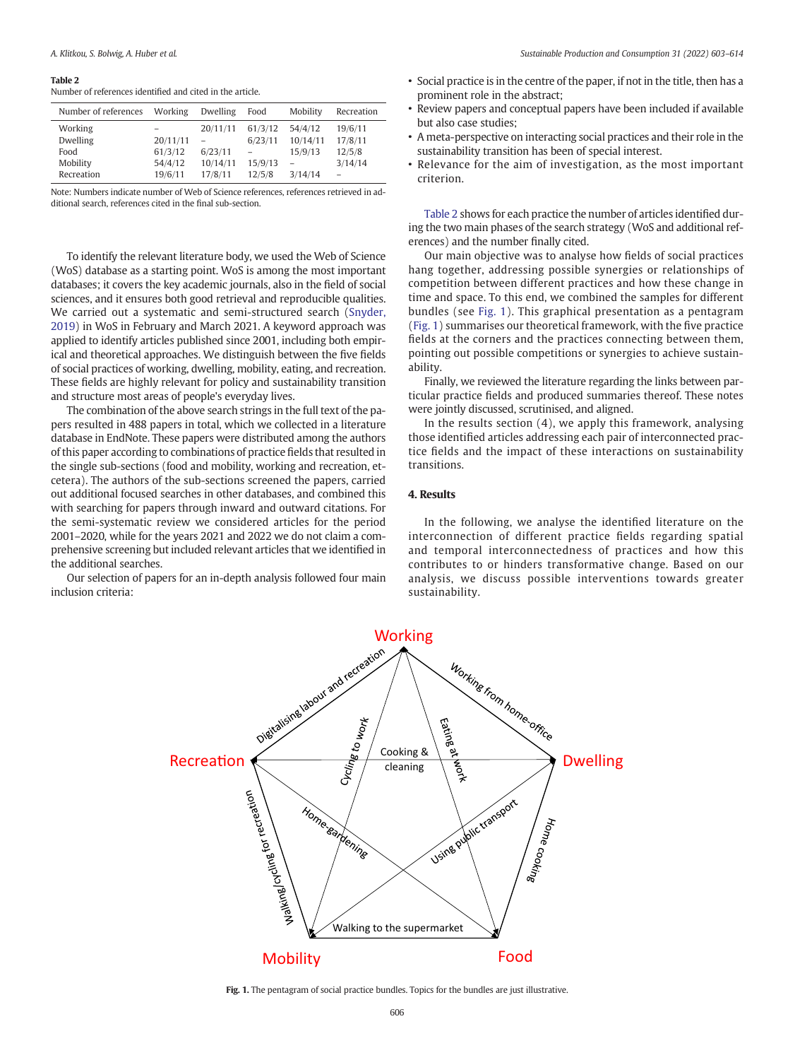**Table 2**
Number of references identified and cited in the article.

| Number of references | Working | Dwelling | Food | Mobility | Recreation |
|---|---|---|---|---|---|
| Working | – | 20/11/11 | 61/3/12 | 54/4/12 | 19/6/11 |
| Dwelling | 20/11/11 | – | 6/23/11 | 10/14/11 | 17/8/11 |
| Food | 61/3/12 | 6/23/11 | – | 15/9/13 | 12/5/8 |
| Mobility | 54/4/12 | 10/14/11 | 15/9/13 | – | 3/14/14 |
| Recreation | 19/6/11 | 17/8/11 | 12/5/8 | 3/14/14 | – |

Note: Numbers indicate number of Web of Science references, references retrieved in additional search, references cited in the final sub-section.

To identify the relevant literature body, we used the Web of Science (WoS) database as a starting point. WoS is among the most important databases; it covers the key academic journals, also in the field of social sciences, and it ensures both good retrieval and reproducible qualities. We carried out a systematic and semi-structured search (Snyder, 2019) in WoS in February and March 2021. A keyword approach was applied to identify articles published since 2001, including both empirical and theoretical approaches. We distinguish between the five fields of social practices of working, dwelling, mobility, eating, and recreation. These fields are highly relevant for policy and sustainability transition and structure most areas of people's everyday lives.

The combination of the above search strings in the full text of the papers resulted in 488 papers in total, which we collected in a literature database in EndNote. These papers were distributed among the authors of this paper according to combinations of practice fields that resulted in the single sub-sections (food and mobility, working and recreation, etcetera). The authors of the sub-sections screened the papers, carried out additional focused searches in other databases, and combined this with searching for papers through inward and outward citations. For the semi-systematic review we considered articles for the period 2001–2020, while for the years 2021 and 2022 we do not claim a comprehensive screening but included relevant articles that we identified in the additional searches.

Our selection of papers for an in-depth analysis followed four main inclusion criteria:

- Social practice is in the centre of the paper, if not in the title, then has a prominent role in the abstract;
- Review papers and conceptual papers have been included if available but also case studies;
- A meta-perspective on interacting social practices and their role in the sustainability transition has been of special interest.
- Relevance for the aim of investigation, as the most important criterion.

Table 2 shows for each practice the number of articles identified during the two main phases of the search strategy (WoS and additional references) and the number finally cited.

Our main objective was to analyse how fields of social practices hang together, addressing possible synergies or relationships of competition between different practices and how these change in time and space. To this end, we combined the samples for different bundles (see Fig. 1). This graphical presentation as a pentagram (Fig. 1) summarises our theoretical framework, with the five practice fields at the corners and the practices connecting between them, pointing out possible competitions or synergies to achieve sustainability.

Finally, we reviewed the literature regarding the links between particular practice fields and produced summaries thereof. These notes were jointly discussed, scrutinised, and aligned.

In the results section (4), we apply this framework, analysing those identified articles addressing each pair of interconnected practice fields and the impact of these interactions on sustainability transitions.

## 4. Results

In the following, we analyse the identified literature on the interconnection of different practice fields regarding spatial and temporal interconnectedness of practices and how this contributes to or hinders transformative change. Based on our analysis, we discuss possible interventions towards greater sustainability.

**Fig. 1.** The pentagram of social practice bundles. Topics for the bundles are just illustrative.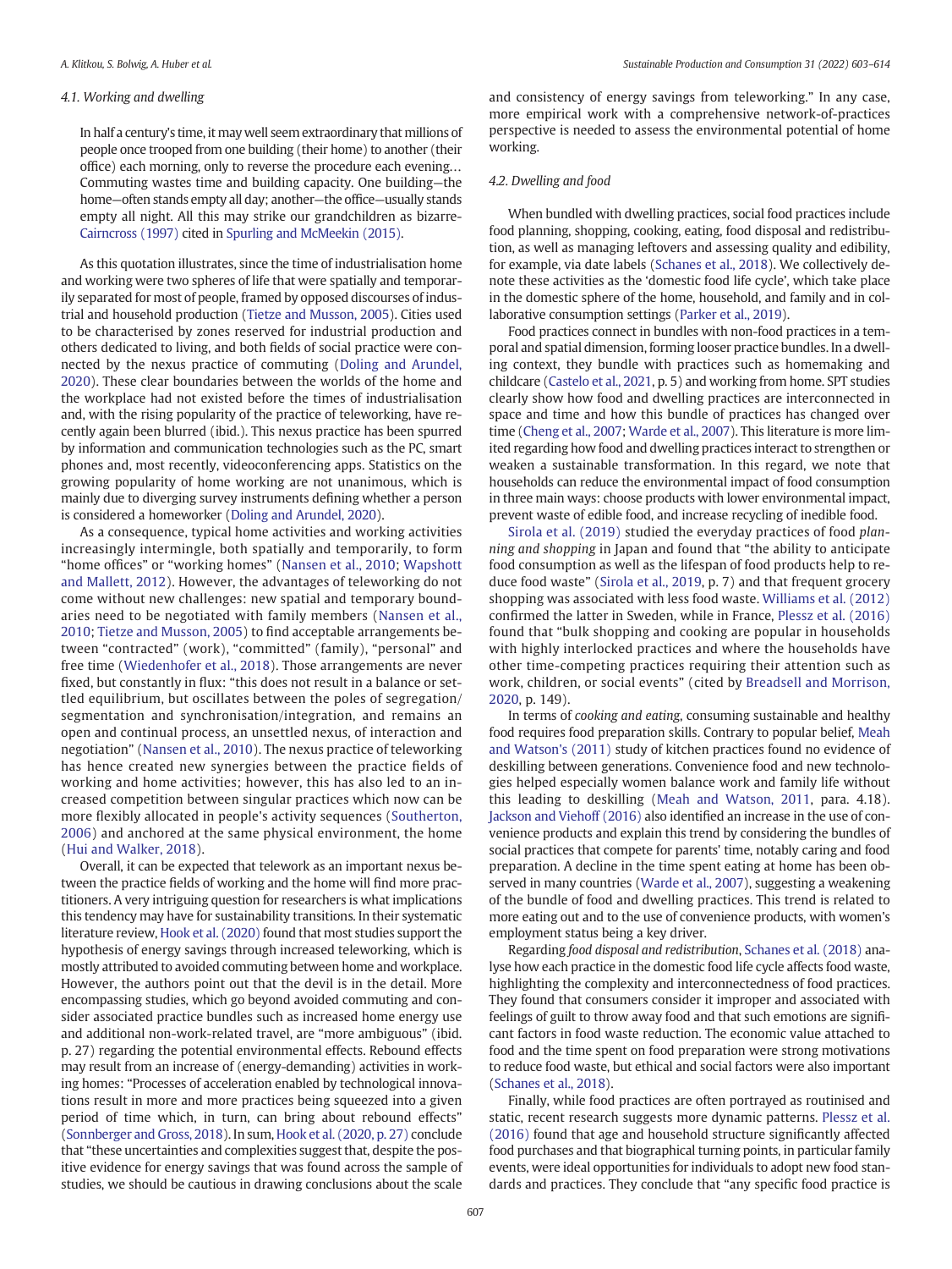### 4.1. Working and dwelling

> In half a century's time, it may well seem extraordinary that millions of people once trooped from one building (their home) to another (their office) each morning, only to reverse the procedure each evening… Commuting wastes time and building capacity. One building—the home—often stands empty all day; another—the office—usually stands empty all night. All this may strike our grandchildren as bizarre- Cairncross (1997) cited in Spurling and McMeekin (2015).

As this quotation illustrates, since the time of industrialisation home and working were two spheres of life that were spatially and temporarily separated for most of people, framed by opposed discourses of industrial and household production (Tietze and Musson, 2005). Cities used to be characterised by zones reserved for industrial production and others dedicated to living, and both fields of social practice were connected by the nexus practice of commuting (Doling and Arundel, 2020). These clear boundaries between the worlds of the home and the workplace had not existed before the times of industrialisation and, with the rising popularity of the practice of teleworking, have recently again been blurred (ibid.). This nexus practice has been spurred by information and communication technologies such as the PC, smart phones and, most recently, videoconferencing apps. Statistics on the growing popularity of home working are not unanimous, which is mainly due to diverging survey instruments defining whether a person is considered a homeworker (Doling and Arundel, 2020).

As a consequence, typical home activities and working activities increasingly intermingle, both spatially and temporally, to form "home offices" or "working homes" (Nansen et al., 2010; Wapshott and Mallett, 2012). However, the advantages of teleworking do not come without new challenges: new spatial and temporary boundaries need to be negotiated with family members (Nansen et al., 2010; Tietze and Musson, 2005) to find acceptable arrangements between "contracted" (work), "committed" (family), "personal" and free time (Wiedenhofer et al., 2018). Those arrangements are never fixed, but constantly in flux: "this does not result in a balance or settled equilibrium, but oscillates between the poles of segregation/segmentation and synchronisation/integration, and remains an open and continual process, an unsettled nexus, of interaction and negotiation" (Nansen et al., 2010). The nexus practice of teleworking has hence created new synergies between the practice fields of working and home activities; however, this has also led to an increased competition between singular practices which now can be more flexibly allocated in people's activity sequences (Southerton, 2006) and anchored at the same physical environment, the home (Hui and Walker, 2018).

Overall, it can be expected that telework as an important nexus between the practice fields of working and the home will find more practitioners. A very intriguing question for researchers is what implications this tendency may have for sustainability transitions. In their systematic literature review, Hook et al. (2020) found that most studies support the hypothesis of energy savings through increased teleworking, which is mostly attributed to avoided commuting between home and workplace. However, the authors point out that the devil is in the detail. More encompassing studies, which go beyond avoided commuting and consider associated practice bundles such as increased home energy use and additional non-work-related travel, are "more ambiguous" (ibid. p. 27) regarding the potential environmental effects. Rebound effects may result from an increase of (energy-demanding) activities in working homes: "Processes of acceleration enabled by technological innovations result in more and more practices being squeezed into a given period of time which, in turn, can bring about rebound effects" (Sonnberger and Gross, 2018). In sum, Hook et al. (2020, p. 27) conclude that "these uncertainties and complexities suggest that, despite the positive evidence for energy savings that was found across the sample of studies, we should be cautious in drawing conclusions about the scale and consistency of energy savings from teleworking." In any case, more empirical work with a comprehensive network-of-practices perspective is needed to assess the environmental potential of home working.

### 4.2. Dwelling and food

When bundled with dwelling practices, social food practices include food planning, shopping, cooking, eating, food disposal and redistribution, as well as managing leftovers and assessing quality and edibility, for example, via date labels (Schanes et al., 2018). We collectively denote these activities as the 'domestic food life cycle', which take place in the domestic sphere of the home, household, and family and in collaborative consumption settings (Parker et al., 2019).

Food practices connect in bundles with non-food practices in a temporal and spatial dimension, forming looser practice bundles. In a dwelling context, they bundle with practices such as homemaking and childcare (Castelo et al., 2021, p. 5) and working from home. SPT studies clearly show how food and dwelling practices are interconnected in space and time and how this bundle of practices has changed over time (Cheng et al., 2007; Warde et al., 2007). This literature is more limited regarding how food and dwelling practices interact to strengthen or weaken a sustainable transformation. In this regard, we note that households can reduce the environmental impact of food consumption in three main ways: choose products with lower environmental impact, prevent waste of edible food, and increase recycling of inedible food.

Sirola et al. (2019) studied the everyday practices of food *planning and shopping* in Japan and found that "the ability to anticipate food consumption as well as the lifespan of food products help to reduce food waste" (Sirola et al., 2019, p. 7) and that frequent grocery shopping was associated with less food waste. Williams et al. (2012) confirmed the latter in Sweden, while in France, Plessz et al. (2016) found that "bulk shopping and cooking are popular in households with highly interlocked practices and where the households have other time-competing practices requiring their attention such as work, children, or social events" (cited by Breadsell and Morrison, 2020, p. 149).

In terms of *cooking and eating*, consuming sustainable and healthy food requires food preparation skills. Contrary to popular belief, Meah and Watson's (2011) study of kitchen practices found no evidence of deskilling between generations. Convenience food and new technologies helped especially women balance work and family life without this leading to deskilling (Meah and Watson, 2011, para. 4.18). Jackson and Viehoff (2016) also identified an increase in the use of convenience products and explain this trend by considering the bundles of social practices that compete for parents' time, notably caring and food preparation. A decline in the time spent eating at home has been observed in many countries (Warde et al., 2007), suggesting a weakening of the bundle of food and dwelling practices. This trend is related to more eating out and to the use of convenience products, with women's employment status being a key driver.

Regarding *food disposal and redistribution*, Schanes et al. (2018) analyse how each practice in the domestic food life cycle affects food waste, highlighting the complexity and interconnectedness of food practices. They found that consumers consider it improper and associated with feelings of guilt to throw away food and that such emotions are significant factors in food waste reduction. The economic value attached to food and the time spent on food preparation were strong motivations to reduce food waste, but ethical and social factors were also important (Schanes et al., 2018).

Finally, while food practices are often portrayed as routinised and static, recent research suggests more dynamic patterns. Plessz et al. (2016) found that age and household structure significantly affected food purchases and that biographical turning points, in particular family events, were ideal opportunities for individuals to adopt new food standards and practices. They conclude that "any specific food practice is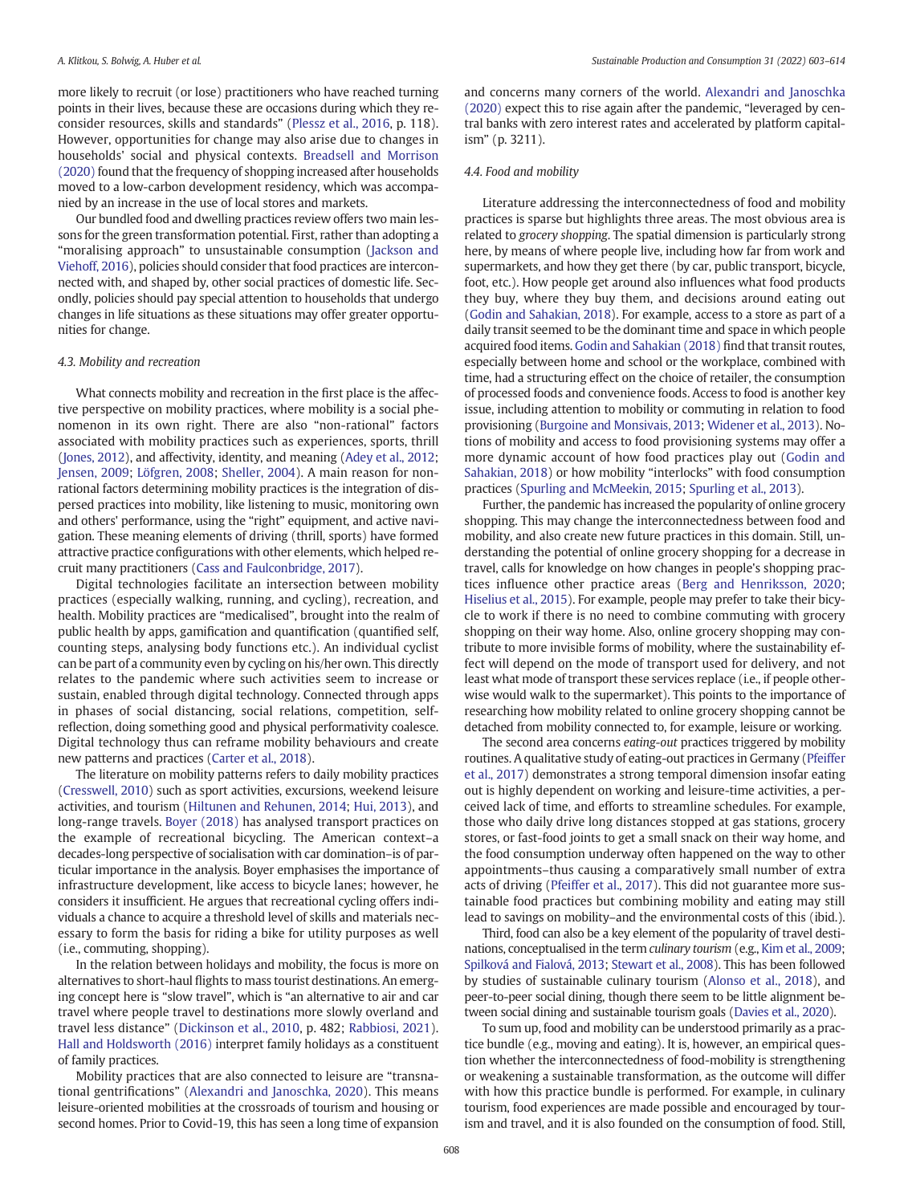more likely to recruit (or lose) practitioners who have reached turning points in their lives, because these are occasions during which they reconsider resources, skills and standards" (Plessz et al., 2016, p. 118). However, opportunities for change may also arise due to changes in households' social and physical contexts. Breadsell and Morrison (2020) found that the frequency of shopping increased after households moved to a low-carbon development residency, which was accompanied by an increase in the use of local stores and markets.

Our bundled food and dwelling practices review offers two main lessons for the green transformation potential. First, rather than adopting a "moralising approach" to unsustainable consumption (Jackson and Viehoff, 2016), policies should consider that food practices are interconnected with, and shaped by, other social practices of domestic life. Secondly, policies should pay special attention to households that undergo changes in life situations as these situations may offer greater opportunities for change.

### 4.3. Mobility and recreation

What connects mobility and recreation in the first place is the affective perspective on mobility practices, where mobility is a social phenomenon in its own right. There are also "non-rational" factors associated with mobility practices such as experiences, sports, thrill (Jones, 2012), and affectivity, identity, and meaning (Adey et al., 2012; Jensen, 2009; Löfgren, 2008; Sheller, 2004). A main reason for non-rational factors determining mobility practices is the integration of dispersed practices into mobility, like listening to music, monitoring own and others' performance, using the "right" equipment, and active navigation. These meaning elements of driving (thrill, sports) have formed attractive practice configurations with other elements, which helped recruit many practitioners (Cass and Faulconbridge, 2017).

Digital technologies facilitate an intersection between mobility practices (especially walking, running, and cycling), recreation, and health. Mobility practices are "medicalised", brought into the realm of public health by apps, gamification and quantification (quantified self, counting steps, analysing body functions etc.). An individual cyclist can be part of a community even by cycling on his/her own. This directly relates to the pandemic where such activities seem to increase or sustain, enabled through digital technology. Connected through apps in phases of social distancing, social relations, competition, self-reflection, doing something good and physical performativity coalesce. Digital technology thus can reframe mobility behaviours and create new patterns and practices (Carter et al., 2018).

The literature on mobility patterns refers to daily mobility practices (Cresswell, 2010) such as sport activities, excursions, weekend leisure activities, and tourism (Hiltunen and Rehunen, 2014; Hui, 2013), and long-range travels. Boyer (2018) has analysed transport practices on the example of recreational bicycling. The American context–a decades-long perspective of socialisation with car domination–is of particular importance in the analysis. Boyer emphasises the importance of infrastructure development, like access to bicycle lanes; however, he considers it insufficient. He argues that recreational cycling offers individuals a chance to acquire a threshold level of skills and materials necessary to form the basis for riding a bike for utility purposes as well (i.e., commuting, shopping).

In the relation between holidays and mobility, the focus is more on alternatives to short-haul flights to mass tourist destinations. An emerging concept here is "slow travel", which is "an alternative to air and car travel where people travel to destinations more slowly overland and travel less distance" (Dickinson et al., 2010, p. 482; Rabbiosi, 2021). Hall and Holdsworth (2016) interpret family holidays as a constituent of family practices.

Mobility practices that are also connected to leisure are "transnational gentrifications" (Alexandri and Janoschka, 2020). This means leisure-oriented mobilities at the crossroads of tourism and housing or second homes. Prior to Covid-19, this has seen a long time of expansion and concerns many corners of the world. Alexandri and Janoschka (2020) expect this to rise again after the pandemic, "leveraged by central banks with zero interest rates and accelerated by platform capitalism" (p. 3211).

### 4.4. Food and mobility

Literature addressing the interconnectedness of food and mobility practices is sparse but highlights three areas. The most obvious area is related to *grocery shopping*. The spatial dimension is particularly strong here, by means of where people live, including how far from work and supermarkets, and how they get there (by car, public transport, bicycle, foot, etc.). How people get around also influences what food products they buy, where they buy them, and decisions around eating out (Godin and Sahakian, 2018). For example, access to a store as part of a daily transit seemed to be the dominant time and space in which people acquired food items. Godin and Sahakian (2018) find that transit routes, especially between home and school or the workplace, combined with time, had a structuring effect on the choice of retailer, the consumption of processed foods and convenience foods. Access to food is another key issue, including attention to mobility or commuting in relation to food provisioning (Burgoine and Monsivais, 2013; Widener et al., 2013). Notions of mobility and access to food provisioning systems may offer a more dynamic account of how food practices play out (Godin and Sahakian, 2018) or how mobility "interlocks" with food consumption practices (Spurling and McMeekin, 2015; Spurling et al., 2013).

Further, the pandemic has increased the popularity of online grocery shopping. This may change the interconnectedness between food and mobility, and also create new future practices in this domain. Still, understanding the potential of online grocery shopping for a decrease in travel, calls for knowledge on how changes in people's shopping practices influence other practice areas (Berg and Henriksson, 2020; Hiselius et al., 2015). For example, people may prefer to take their bicycle to work if there is no need to combine commuting with grocery shopping on their way home. Also, online grocery shopping may contribute to more invisible forms of mobility, where the sustainability effect will depend on the mode of transport used for delivery, and not least what mode of transport these services replace (i.e., if people otherwise would walk to the supermarket). This points to the importance of researching how mobility related to online grocery shopping cannot be detached from mobility connected to, for example, leisure or working.

The second area concerns *eating-out* practices triggered by mobility routines. A qualitative study of eating-out practices in Germany (Pfeiffer et al., 2017) demonstrates a strong temporal dimension insofar eating out is highly dependent on working and leisure-time activities, a perceived lack of time, and efforts to streamline schedules. For example, those who daily drive long distances stopped at gas stations, grocery stores, or fast-food joints to get a small snack on their way home, and the food consumption underway often happened on the way to other appointments–thus causing a comparatively small number of extra acts of driving (Pfeiffer et al., 2017). This did not guarantee more sustainable food practices but combining mobility and eating may still lead to savings on mobility–and the environmental costs of this (ibid.).

Third, food can also be a key element of the popularity of travel destinations, conceptualised in the term *culinary tourism* (e.g., Kim et al., 2009; Spilková and Fialová, 2013; Stewart et al., 2008). This has been followed by studies of sustainable culinary tourism (Alonso et al., 2018), and peer-to-peer social dining, though there seem to be little alignment between social dining and sustainable tourism goals (Davies et al., 2020).

To sum up, food and mobility can be understood primarily as a practice bundle (e.g., moving and eating). It is, however, an empirical question whether the interconnectedness of food-mobility is strengthening or weakening a sustainable transformation, as the outcome will differ with how this practice bundle is performed. For example, in culinary tourism, food experiences are made possible and encouraged by tourism and travel, and it is also founded on the consumption of food. Still,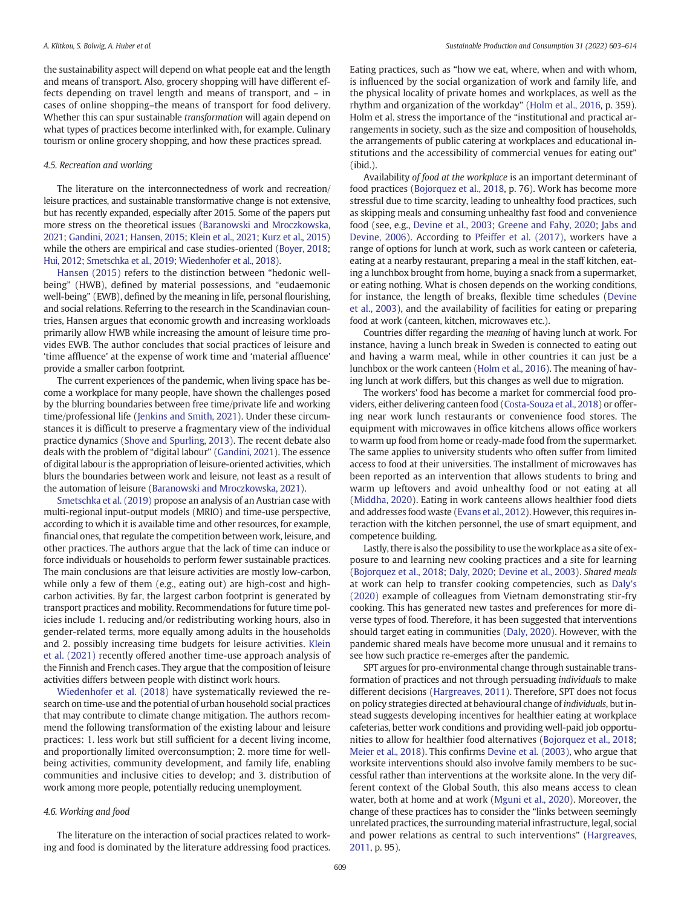the sustainability aspect will depend on what people eat and the length and means of transport. Also, grocery shopping will have different effects depending on travel length and means of transport, and – in cases of online shopping–the means of transport for food delivery. Whether this can spur sustainable *transformation* will again depend on what types of practices become interlinked with, for example. Culinary tourism or online grocery shopping, and how these practices spread.

### 4.5. Recreation and working

The literature on the interconnectedness of work and recreation/leisure practices, and sustainable transformative change is not extensive, but has recently expanded, especially after 2015. Some of the papers put more stress on the theoretical issues (Baranowski and Mroczkowska, 2021; Gandini, 2021; Hansen, 2015; Klein et al., 2021; Kurz et al., 2015) while the others are empirical and case studies-oriented (Boyer, 2018; Hui, 2012; Smetschka et al., 2019; Wiedenhofer et al., 2018).

Hansen (2015) refers to the distinction between "hedonic well-being" (HWB), defined by material possessions, and "eudaemonic well-being" (EWB), defined by the meaning in life, personal flourishing, and social relations. Referring to the research in the Scandinavian countries, Hansen argues that economic growth and increasing workloads primarily allow HWB while increasing the amount of leisure time provides EWB. The author concludes that social practices of leisure and 'time affluence' at the expense of work time and 'material affluence' provide a smaller carbon footprint.

The current experiences of the pandemic, when living space has become a workplace for many people, have shown the challenges posed by the blurring boundaries between free time/private life and working time/professional life (Jenkins and Smith, 2021). Under these circumstances it is difficult to preserve a fragmentary view of the individual practice dynamics (Shove and Spurling, 2013). The recent debate also deals with the problem of "digital labour" (Gandini, 2021). The essence of digital labour is the appropriation of leisure-oriented activities, which blurs the boundaries between work and leisure, not least as a result of the automation of leisure (Baranowski and Mroczkowska, 2021).

Smetschka et al. (2019) propose an analysis of an Austrian case with multi-regional input-output models (MRIO) and time-use perspective, according to which it is available time and other resources, for example, financial ones, that regulate the competition between work, leisure, and other practices. The authors argue that the lack of time can induce or force individuals or households to perform fewer sustainable practices. The main conclusions are that leisure activities are mostly low-carbon, while only a few of them (e.g., eating out) are high-cost and high-carbon activities. By far, the largest carbon footprint is generated by transport practices and mobility. Recommendations for future time policies include 1. reducing and/or redistributing working hours, also in gender-related terms, more equally among adults in the households and 2. possibly increasing time budgets for leisure activities. Klein et al. (2021) recently offered another time-use approach analysis of the Finnish and French cases. They argue that the composition of leisure activities differs between people with distinct work hours.

Wiedenhofer et al. (2018) have systematically reviewed the research on time-use and the potential of urban household social practices that may contribute to climate change mitigation. The authors recommend the following transformation of the existing labour and leisure practices: 1. less work but still sufficient for a decent living income, and proportionally limited overconsumption; 2. more time for well-being activities, community development, and family life, enabling communities and inclusive cities to develop; and 3. distribution of work among more people, potentially reducing unemployment.

### 4.6. Working and food

The literature on the interaction of social practices related to working and food is dominated by the literature addressing food practices. Eating practices, such as "how we eat, where, when and with whom, is influenced by the social organization of work and family life, and the physical locality of private homes and workplaces, as well as the rhythm and organization of the workday" (Holm et al., 2016, p. 359). Holm et al. stress the importance of the "institutional and practical arrangements in society, such as the size and composition of households, the arrangements of public catering at workplaces and educational institutions and the accessibility of commercial venues for eating out" (ibid.).

Availability *of food at the workplace* is an important determinant of food practices (Bojorquez et al., 2018, p. 76). Work has become more stressful due to time scarcity, leading to unhealthy food practices, such as skipping meals and consuming unhealthy fast food and convenience food (see, e.g., Devine et al., 2003; Greene and Fahy, 2020; Jabs and Devine, 2006). According to Pfeiffer et al. (2017), workers have a range of options for lunch at work, such as work canteen or cafeteria, eating at a nearby restaurant, preparing a meal in the staff kitchen, eating a lunchbox brought from home, buying a snack from a supermarket, or eating nothing. What is chosen depends on the working conditions, for instance, the length of breaks, flexible time schedules (Devine et al., 2003), and the availability of facilities for eating or preparing food at work (canteen, kitchen, microwaves etc.).

Countries differ regarding the *meaning* of having lunch at work. For instance, having a lunch break in Sweden is connected to eating out and having a warm meal, while in other countries it can just be a lunchbox or the work canteen (Holm et al., 2016). The meaning of having lunch at work differs, but this changes as well due to migration.

The workers' food has become a market for commercial food providers, either delivering canteen food (Costa-Souza et al., 2018) or offering near work lunch restaurants or convenience food stores. The equipment with microwaves in office kitchens allows office workers to warm up food from home or ready-made food from the supermarket. The same applies to university students who often suffer from limited access to food at their universities. The installment of microwaves has been reported as an intervention that allows students to bring and warm up leftovers and avoid unhealthy food or not eating at all (Middha, 2020). Eating in work canteens allows healthier food diets and addresses food waste (Evans et al., 2012). However, this requires interaction with the kitchen personnel, the use of smart equipment, and competence building.

Lastly, there is also the possibility to use the workplace as a site of exposure to and learning new cooking practices and a site for learning (Bojorquez et al., 2018; Daly, 2020; Devine et al., 2003). *Shared meals* at work can help to transfer cooking competencies, such as Daly's (2020) example of colleagues from Vietnam demonstrating stir-fry cooking. This has generated new tastes and preferences for more diverse types of food. Therefore, it has been suggested that interventions should target eating in communities (Daly, 2020). However, with the pandemic shared meals have become more unusual and it remains to see how such practice re-emerges after the pandemic.

SPT argues for pro-environmental change through sustainable transformation of practices and not through persuading *individuals* to make different decisions (Hargreaves, 2011). Therefore, SPT does not focus on policy strategies directed at behavioural change of *individuals*, but instead suggests developing incentives for healthier eating at workplace cafeterias, better work conditions and providing well-paid job opportunities to allow for healthier food alternatives (Bojorquez et al., 2018; Meier et al., 2018). This confirms Devine et al. (2003), who argue that worksite interventions should also involve family members to be successful rather than interventions at the worksite alone. In the very different context of the Global South, this also means access to clean water, both at home and at work (Mguni et al., 2020). Moreover, the change of these practices has to consider the "links between seemingly unrelated practices, the surrounding material infrastructure, legal, social and power relations as central to such interventions" (Hargreaves, 2011, p. 95).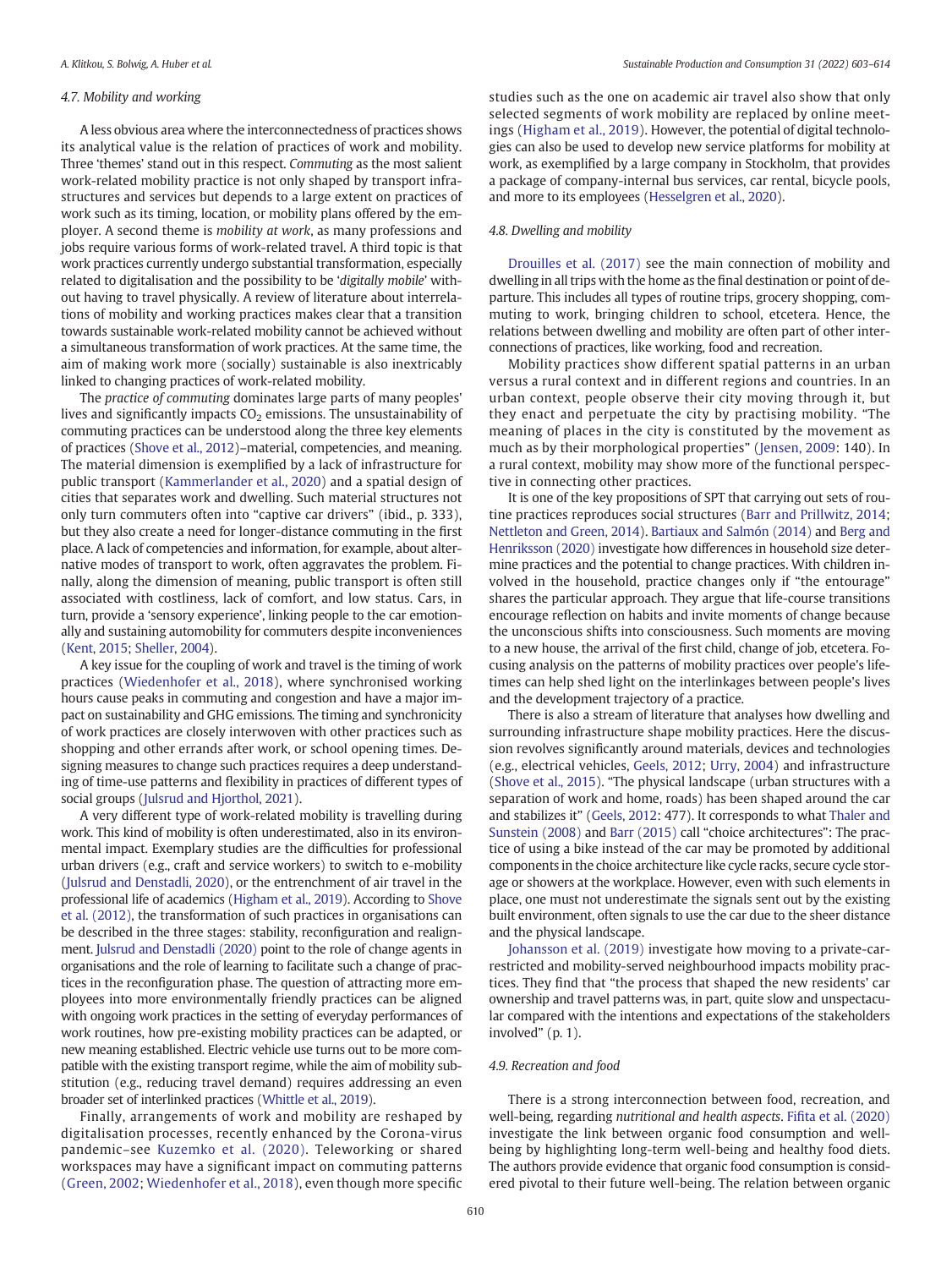### 4.7. Mobility and working

A less obvious area where the interconnectedness of practices shows its analytical value is the relation of practices of work and mobility. Three 'themes' stand out in this respect. *Commuting* as the most salient work-related mobility practice is not only shaped by transport infrastructures and services but depends to a large extent on practices of work such as its timing, location, or mobility plans offered by the employer. A second theme is *mobility at work*, as many professions and jobs require various forms of work-related travel. A third topic is that work practices currently undergo substantial transformation, especially related to digitalisation and the possibility to be '*digitally mobile*' without having to travel physically. A review of literature about interrelations of mobility and working practices makes clear that a transition towards sustainable work-related mobility cannot be achieved without a simultaneous transformation of work practices. At the same time, the aim of making work more (socially) sustainable is also inextricably linked to changing practices of work-related mobility.

The *practice of commuting* dominates large parts of many peoples' lives and significantly impacts $CO_2$ emissions. The unsustainability of commuting practices can be understood along the three key elements of practices (Shove et al., 2012)–material, competencies, and meaning. The material dimension is exemplified by a lack of infrastructure for public transport (Kammerlander et al., 2020) and a spatial design of cities that separates work and dwelling. Such material structures not only turn commuters often into "captive car drivers" (ibid., p. 333), but they also create a need for longer-distance commuting in the first place. A lack of competencies and information, for example, about alternative modes of transport to work, often aggravates the problem. Finally, along the dimension of meaning, public transport is often still associated with costliness, lack of comfort, and low status. Cars, in turn, provide a 'sensory experience', linking people to the car emotionally and sustaining automobility for commuters despite inconveniences (Kent, 2015; Sheller, 2004).

A key issue for the coupling of work and travel is the timing of work practices (Wiedenhofer et al., 2018), where synchronised working hours cause peaks in commuting and congestion and have a major impact on sustainability and GHG emissions. The timing and synchronicity of work practices are closely interwoven with other practices such as shopping and other errands after work, or school opening times. Designing measures to change such practices requires a deep understanding of time-use patterns and flexibility in practices of different types of social groups (Julsrud and Hjorthol, 2021).

A very different type of work-related mobility is travelling during work. This kind of mobility is often underestimated, also in its environmental impact. Exemplary studies are the difficulties for professional urban drivers (e.g., craft and service workers) to switch to e-mobility (Julsrud and Denstadli, 2020), or the entrenchment of air travel in the professional life of academics (Higham et al., 2019). According to Shove et al. (2012), the transformation of such practices in organisations can be described in the three stages: stability, reconfiguration and realignment. Julsrud and Denstadli (2020) point to the role of change agents in organisations and the role of learning to facilitate such a change of practices in the reconfiguration phase. The question of attracting more employees into more environmentally friendly practices can be aligned with ongoing work practices in the setting of everyday performances of work routines, how pre-existing mobility practices can be adapted, or new meaning established. Electric vehicle use turns out to be more compatible with the existing transport regime, while the aim of mobility substitution (e.g., reducing travel demand) requires addressing an even broader set of interlinked practices (Whittle et al., 2019).

Finally, arrangements of work and mobility are reshaped by digitalisation processes, recently enhanced by the Corona-virus pandemic–see Kuzemko et al. (2020). Teleworking or shared workspaces may have a significant impact on commuting patterns (Green, 2002; Wiedenhofer et al., 2018), even though more specific studies such as the one on academic air travel also show that only selected segments of work mobility are replaced by online meetings (Higham et al., 2019). However, the potential of digital technologies can also be used to develop new service platforms for mobility at work, as exemplified by a large company in Stockholm, that provides a package of company-internal bus services, car rental, bicycle pools, and more to its employees (Hesselgren et al., 2020).

### 4.8. Dwelling and mobility

Drouilles et al. (2017) see the main connection of mobility and dwelling in all trips with the home as the final destination or point of departure. This includes all types of routine trips, grocery shopping, commuting to work, bringing children to school, etcetera. Hence, the relations between dwelling and mobility are often part of other interconnections of practices, like working, food and recreation.

Mobility practices show different spatial patterns in an urban versus a rural context and in different regions and countries. In an urban context, people observe their city moving through it, but they enact and perpetuate the city by practising mobility. "The meaning of places in the city is constituted by the movement as much as by their morphological properties" (Jensen, 2009: 140). In a rural context, mobility may show more of the functional perspective in connecting other practices.

It is one of the key propositions of SPT that carrying out sets of routine practices reproduces social structures (Barr and Prillwitz, 2014; Nettleton and Green, 2014). Bartiaux and Salmón (2014) and Berg and Henriksson (2020) investigate how differences in household size determine practices and the potential to change practices. With children involved in the household, practice changes only if "the entourage" shares the particular approach. They argue that life-course transitions encourage reflection on habits and invite moments of change because the unconscious shifts into consciousness. Such moments are moving to a new house, the arrival of the first child, change of job, etcetera. Focusing analysis on the patterns of mobility practices over people's lifetimes can help shed light on the interlinkages between people's lives and the development trajectory of a practice.

There is also a stream of literature that analyses how dwelling and surrounding infrastructure shape mobility practices. Here the discussion revolves significantly around materials, devices and technologies (e.g., electrical vehicles, Geels, 2012; Urry, 2004) and infrastructure (Shove et al., 2015). "The physical landscape (urban structures with a separation of work and home, roads) has been shaped around the car and stabilizes it" (Geels, 2012: 477). It corresponds to what Thaler and Sunstein (2008) and Barr (2015) call "choice architectures": The practice of using a bike instead of the car may be promoted by additional components in the choice architecture like cycle racks, secure cycle storage or showers at the workplace. However, even with such elements in place, one must not underestimate the signals sent out by the existing built environment, often signals to use the car due to the sheer distance and the physical landscape.

Johansson et al. (2019) investigate how moving to a private-car-restricted and mobility-served neighbourhood impacts mobility practices. They find that "the process that shaped the new residents' car ownership and travel patterns was, in part, quite slow and unspectacular compared with the intentions and expectations of the stakeholders involved" (p. 1).

### 4.9. Recreation and food

There is a strong interconnection between food, recreation, and well-being, regarding *nutritional and health aspects*. Fifita et al. (2020) investigate the link between organic food consumption and well-being by highlighting long-term well-being and healthy food diets. The authors provide evidence that organic food consumption is considered pivotal to their future well-being. The relation between organic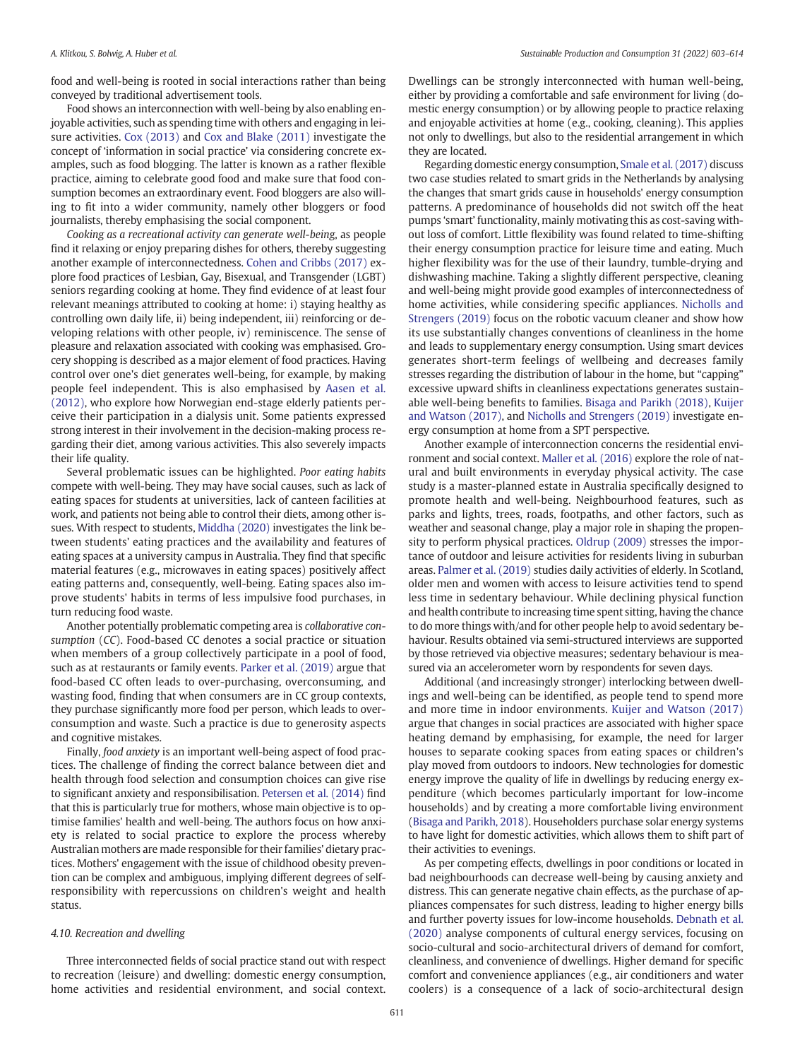food and well-being is rooted in social interactions rather than being conveyed by traditional advertisement tools.

Food shows an interconnection with well-being by also enabling enjoyable activities, such as spending time with others and engaging in leisure activities. Cox (2013) and Cox and Blake (2011) investigate the concept of 'information in social practice' via considering concrete examples, such as food blogging. The latter is known as a rather flexible practice, aiming to celebrate good food and make sure that food consumption becomes an extraordinary event. Food bloggers are also willing to fit into a wider community, namely other bloggers or food journalists, thereby emphasising the social component.

*Cooking as a recreational activity can generate well-being*, as people find it relaxing or enjoy preparing dishes for others, thereby suggesting another example of interconnectedness. Cohen and Cribbs (2017) explore food practices of Lesbian, Gay, Bisexual, and Transgender (LGBT) seniors regarding cooking at home. They find evidence of at least four relevant meanings attributed to cooking at home: i) staying healthy as controlling own daily life, ii) being independent, iii) reinforcing or developing relations with other people, iv) reminiscence. The sense of pleasure and relaxation associated with cooking was emphasised. Grocery shopping is described as a major element of food practices. Having control over one's diet generates well-being, for example, by making people feel independent. This is also emphasised by Aasen et al. (2012), who explore how Norwegian end-stage elderly patients perceive their participation in a dialysis unit. Some patients expressed strong interest in their involvement in the decision-making process regarding their diet, among various activities. This also severely impacts their life quality.

Several problematic issues can be highlighted. *Poor eating habits* compete with well-being. They may have social causes, such as lack of eating spaces for students at universities, lack of canteen facilities at work, and patients not being able to control their diets, among other issues. With respect to students, Middha (2020) investigates the link between students' eating practices and the availability and features of eating spaces at a university campus in Australia. They find that specific material features (e.g., microwaves in eating spaces) positively affect eating patterns and, consequently, well-being. Eating spaces also improve students' habits in terms of less impulsive food purchases, in turn reducing food waste.

Another potentially problematic competing area is *collaborative consumption* (*CC*). Food-based CC denotes a social practice or situation when members of a group collectively participate in a pool of food, such as at restaurants or family events. Parker et al. (2019) argue that food-based CC often leads to over-purchasing, overconsuming, and wasting food, finding that when consumers are in CC group contexts, they purchase significantly more food per person, which leads to overconsumption and waste. Such a practice is due to generosity aspects and cognitive mistakes.

Finally, *food anxiety* is an important well-being aspect of food practices. The challenge of finding the correct balance between diet and health through food selection and consumption choices can give rise to significant anxiety and responsibilisation. Petersen et al. (2014) find that this is particularly true for mothers, whose main objective is to optimise families' health and well-being. The authors focus on how anxiety is related to social practice to explore the process whereby Australian mothers are made responsible for their families' dietary practices. Mothers' engagement with the issue of childhood obesity prevention can be complex and ambiguous, implying different degrees of self-responsibility with repercussions on children's weight and health status.

### 4.10. Recreation and dwelling

Three interconnected fields of social practice stand out with respect to recreation (leisure) and dwelling: domestic energy consumption, home activities and residential environment, and social context. Dwellings can be strongly interconnected with human well-being, either by providing a comfortable and safe environment for living (domestic energy consumption) or by allowing people to practice relaxing and enjoyable activities at home (e.g., cooking, cleaning). This applies not only to dwellings, but also to the residential arrangement in which they are located.

Regarding domestic energy consumption, Smale et al. (2017) discuss two case studies related to smart grids in the Netherlands by analysing the changes that smart grids cause in households' energy consumption patterns. A predominance of households did not switch off the heat pumps 'smart' functionality, mainly motivating this as cost-saving without loss of comfort. Little flexibility was found related to time-shifting their energy consumption practice for leisure time and eating. Much higher flexibility was for the use of their laundry, tumble-drying and dishwashing machine. Taking a slightly different perspective, cleaning and well-being might provide good examples of interconnectedness of home activities, while considering specific appliances. Nicholls and Strengers (2019) focus on the robotic vacuum cleaner and show how its use substantially changes conventions of cleanliness in the home and leads to supplementary energy consumption. Using smart devices generates short-term feelings of wellbeing and decreases family stresses regarding the distribution of labour in the home, but "capping" excessive upward shifts in cleanliness expectations generates sustainable well-being benefits to families. Bisaga and Parikh (2018), Kuijer and Watson (2017), and Nicholls and Strengers (2019) investigate energy consumption at home from a SPT perspective.

Another example of interconnection concerns the residential environment and social context. Maller et al. (2016) explore the role of natural and built environments in everyday physical activity. The case study is a master-planned estate in Australia specifically designed to promote health and well-being. Neighbourhood features, such as parks and lights, trees, roads, footpaths, and other factors, such as weather and seasonal change, play a major role in shaping the propensity to perform physical practices. Oldrup (2009) stresses the importance of outdoor and leisure activities for residents living in suburban areas. Palmer et al. (2019) studies daily activities of elderly. In Scotland, older men and women with access to leisure activities tend to spend less time in sedentary behaviour. While declining physical function and health contribute to increasing time spent sitting, having the chance to do more things with/and for other people help to avoid sedentary behaviour. Results obtained via semi-structured interviews are supported by those retrieved via objective measures; sedentary behaviour is measured via an accelerometer worn by respondents for seven days.

Additional (and increasingly stronger) interlocking between dwellings and well-being can be identified, as people tend to spend more and more time in indoor environments. Kuijer and Watson (2017) argue that changes in social practices are associated with higher space heating demand by emphasising, for example, the need for larger houses to separate cooking spaces from eating spaces or children's play moved from outdoors to indoors. New technologies for domestic energy improve the quality of life in dwellings by reducing energy expenditure (which becomes particularly important for low-income households) and by creating a more comfortable living environment (Bisaga and Parikh, 2018). Householders purchase solar energy systems to have light for domestic activities, which allows them to shift part of their activities to evenings.

As per competing effects, dwellings in poor conditions or located in bad neighbourhoods can decrease well-being by causing anxiety and distress. This can generate negative chain effects, as the purchase of appliances compensates for such distress, leading to higher energy bills and further poverty issues for low-income households. Debnath et al. (2020) analyse components of cultural energy services, focusing on socio-cultural and socio-architectural drivers of demand for comfort, cleanliness, and convenience of dwellings. Higher demand for specific comfort and convenience appliances (e.g., air conditioners and water coolers) is a consequence of a lack of socio-architectural design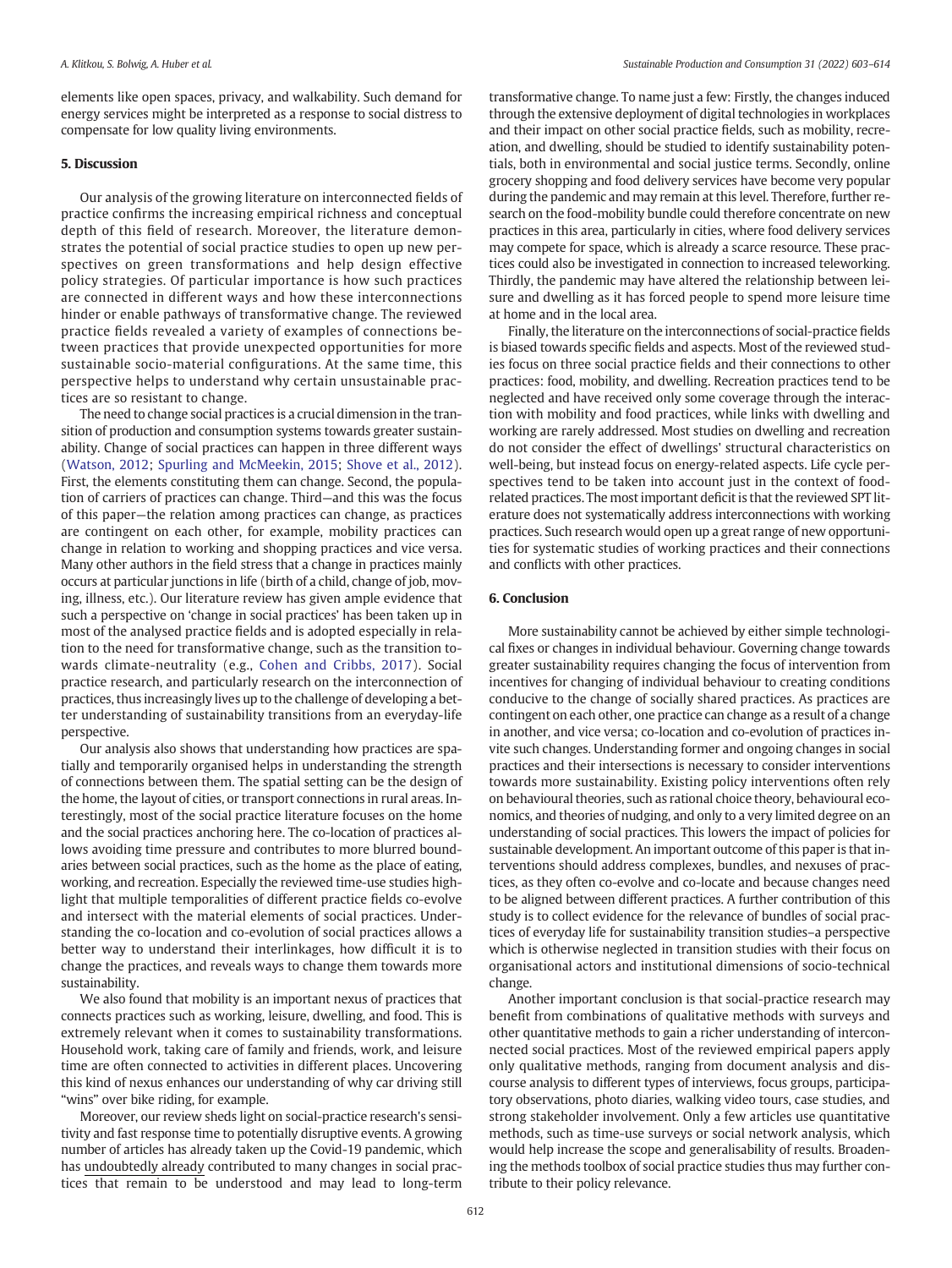elements like open spaces, privacy, and walkability. Such demand for energy services might be interpreted as a response to social distress to compensate for low quality living environments.

## 5. Discussion

Our analysis of the growing literature on interconnected fields of practice confirms the increasing empirical richness and conceptual depth of this field of research. Moreover, the literature demonstrates the potential of social practice studies to open up new perspectives on green transformations and help design effective policy strategies. Of particular importance is how such practices are connected in different ways and how these interconnections hinder or enable pathways of transformative change. The reviewed practice fields revealed a variety of examples of connections between practices that provide unexpected opportunities for more sustainable socio-material configurations. At the same time, this perspective helps to understand why certain unsustainable practices are so resistant to change.

The need to change social practices is a crucial dimension in the transition of production and consumption systems towards greater sustainability. Change of social practices can happen in three different ways (Watson, 2012; Spurling and McMeekin, 2015; Shove et al., 2012). First, the elements constituting them can change. Second, the population of carriers of practices can change. Third—and this was the focus of this paper—the relation among practices can change, as practices are contingent on each other, for example, mobility practices can change in relation to working and shopping practices and vice versa. Many other authors in the field stress that a change in practices mainly occurs at particular junctions in life (birth of a child, change of job, moving, illness, etc.). Our literature review has given ample evidence that such a perspective on 'change in social practices' has been taken up in most of the analysed practice fields and is adopted especially in relation to the need for transformative change, such as the transition towards climate-neutrality (e.g., Cohen and Cribbs, 2017). Social practice research, and particularly research on the interconnection of practices, thus increasingly lives up to the challenge of developing a better understanding of sustainability transitions from an everyday-life perspective.

Our analysis also shows that understanding how practices are spatially and temporarily organised helps in understanding the strength of connections between them. The spatial setting can be the design of the home, the layout of cities, or transport connections in rural areas. Interestingly, most of the social practice literature focuses on the home and the social practices anchoring here. The co-location of practices allows avoiding time pressure and contributes to more blurred boundaries between social practices, such as the home as the place of eating, working, and recreation. Especially the reviewed time-use studies highlight that multiple temporalities of different practice fields co-evolve and intersect with the material elements of social practices. Understanding the co-location and co-evolution of social practices allows a better way to understand their interlinkages, how difficult it is to change the practices, and reveals ways to change them towards more sustainability.

We also found that mobility is an important nexus of practices that connects practices such as working, leisure, dwelling, and food. This is extremely relevant when it comes to sustainability transformations. Household work, taking care of family and friends, work, and leisure time are often connected to activities in different places. Uncovering this kind of nexus enhances our understanding of why car driving still "wins" over bike riding, for example.

Moreover, our review sheds light on social-practice research's sensitivity and fast response time to potentially disruptive events. A growing number of articles has already taken up the Covid-19 pandemic, which has undoubtedly already contributed to many changes in social practices that remain to be understood and may lead to long-term transformative change. To name just a few: Firstly, the changes induced through the extensive deployment of digital technologies in workplaces and their impact on other social practice fields, such as mobility, recreation, and dwelling, should be studied to identify sustainability potentials, both in environmental and social justice terms. Secondly, online grocery shopping and food delivery services have become very popular during the pandemic and may remain at this level. Therefore, further research on the food-mobility bundle could therefore concentrate on new practices in this area, particularly in cities, where food delivery services may compete for space, which is already a scarce resource. These practices could also be investigated in connection to increased teleworking. Thirdly, the pandemic may have altered the relationship between leisure and dwelling as it has forced people to spend more leisure time at home and in the local area.

Finally, the literature on the interconnections of social-practice fields is biased towards specific fields and aspects. Most of the reviewed studies focus on three social practice fields and their connections to other practices: food, mobility, and dwelling. Recreation practices tend to be neglected and have received only some coverage through the interaction with mobility and food practices, while links with dwelling and working are rarely addressed. Most studies on dwelling and recreation do not consider the effect of dwellings' structural characteristics on well-being, but instead focus on energy-related aspects. Life cycle perspectives tend to be taken into account just in the context of food-related practices. The most important deficit is that the reviewed SPT literature does not systematically address interconnections with working practices. Such research would open up a great range of new opportunities for systematic studies of working practices and their connections and conflicts with other practices.

## 6. Conclusion

More sustainability cannot be achieved by either simple technological fixes or changes in individual behaviour. Governing change towards greater sustainability requires changing the focus of intervention from incentives for changing of individual behaviour to creating conditions conducive to the change of socially shared practices. As practices are contingent on each other, one practice can change as a result of a change in another, and vice versa; co-location and co-evolution of practices invite such changes. Understanding former and ongoing changes in social practices and their intersections is necessary to consider interventions towards more sustainability. Existing policy interventions often rely on behavioural theories, such as rational choice theory, behavioural economics, and theories of nudging, and only to a very limited degree on an understanding of social practices. This lowers the impact of policies for sustainable development. An important outcome of this paper is that interventions should address complexes, bundles, and nexuses of practices, as they often co-evolve and co-locate and because changes need to be aligned between different practices. A further contribution of this study is to collect evidence for the relevance of bundles of social practices of everyday life for sustainability transition studies–a perspective which is otherwise neglected in transition studies with their focus on organisational actors and institutional dimensions of socio-technical change.

Another important conclusion is that social-practice research may benefit from combinations of qualitative methods with surveys and other quantitative methods to gain a richer understanding of interconnected social practices. Most of the reviewed empirical papers apply only qualitative methods, ranging from document analysis and discourse analysis to different types of interviews, focus groups, participatory observations, photo diaries, walking video tours, case studies, and strong stakeholder involvement. Only a few articles use quantitative methods, such as time-use surveys or social network analysis, which would help increase the scope and generalisability of results. Broadening the methods toolbox of social practice studies thus may further contribute to their policy relevance.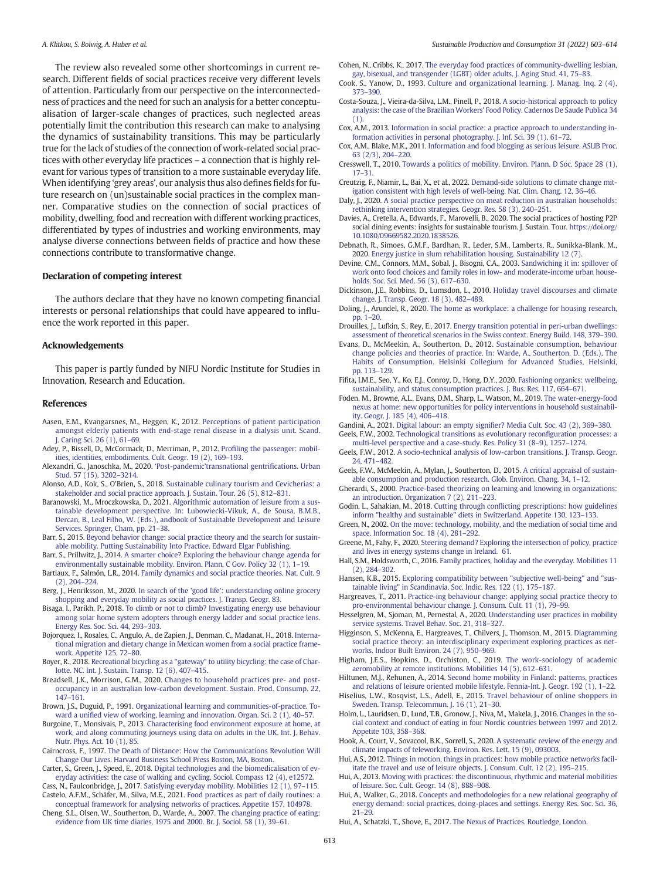The review also revealed some other shortcomings in current research. Different fields of social practices receive very different levels of attention. Particularly from our perspective on the interconnectedness of practices and the need for such an analysis for a better conceptualisation of larger-scale changes of practices, such neglected areas potentially limit the contribution this research can make to analysing the dynamics of sustainability transitions. This may be particularly true for the lack of studies of the connection of work-related social practices with other everyday life practices – a connection that is highly relevant for various types of transition to a more sustainable everyday life. When identifying 'grey areas', our analysis thus also defines fields for future research on (un)sustainable social practices in the complex manner. Comparative studies on the connection of social practices of mobility, dwelling, food and recreation with different working practices, differentiated by types of industries and working environments, may analyse diverse connections between fields of practice and how these connections contribute to transformative change.

## Declaration of competing interest

The authors declare that they have no known competing financial interests or personal relationships that could have appeared to influence the work reported in this paper.

## Acknowledgements

This paper is partly funded by NIFU Nordic Institute for Studies in Innovation, Research and Education.

## References

Aasen, E.M., Kvangarsnes, M., Heggen, K., 2012. Perceptions of patient participation amongst elderly patients with end-stage renal disease in a dialysis unit. Scand. J. Caring Sci. 26 (1), 61–69.

Adey, P., Bissell, D., McCormack, D., Merriman, P., 2012. Profiling the passenger: mobilities, identities, embodiments. Cult. Geogr. 19 (2), 169–193.

Alexandri, G., Janoschka, M., 2020. 'Post-pandemic'transnational gentrifications. Urban Stud. 57 (15), 3202–3214.

Alonso, A.D., Kok, S., O'Brien, S., 2018. Sustainable culinary tourism and Cevicherias: a stakeholder and social practice approach. J. Sustain. Tour. 26 (5), 812–831.

Baranowski, M., Mroczkowska, D., 2021. Algorithmic automation of leisure from a sustainable development perspective. In: Lubowiecki-Vikuk, A., de Sousa, B.M.B., Dercan, B., Leal Filho, W. (Eds.), andbook of Sustainable Development and Leisure Services. Springer, Cham, pp. 21–38.

Barr, S., 2015. Beyond behavior change: social practice theory and the search for sustainable mobility. Putting Sustainability Into Practice. Edward Elgar Publishing.

Barr, S., Prillwitz, J., 2014. A smarter choice? Exploring the behaviour change agenda for environmentally sustainable mobility. Environ. Plann. C Gov. Policy 32 (1), 1–19.

Bartiaux, F., Salmón, L.R., 2014. Family dynamics and social practice theories. Nat. Cult. 9 (2), 204–224.

Berg, J., Henriksson, M., 2020. In search of the 'good life': understanding online grocery shopping and everyday mobility as social practices. J. Transp. Geogr. 83.

Bisaga, I., Parikh, P., 2018. To climb or not to climb? Investigating energy use behaviour among solar home system adopters through energy ladder and social practice lens. Energy Res. Soc. Sci. 44, 293–303.

Bojorquez, I., Rosales, C., Angulo, A., de Zapien, J., Denman, C., Madanat, H., 2018. International migration and dietary change in Mexican women from a social practice framework. Appetite 125, 72–80.

Boyer, R., 2018. Recreational bicycling as a "gateway" to utility bicycling: the case of Charlotte. NC. Int. J. Sustain. Transp. 12 (6), 407–415.

Breadsell, J.K., Morrison, G.M., 2020. Changes to household practices pre- and post-occupancy in an australian low-carbon development. Sustain. Prod. Consump. 22, 147–161.

Brown, J.S., Duguid, P., 1991. Organizational learning and communities-of-practice. Toward a unified view of working, learning and innovation. Organ. Sci. 2 (1), 40–57.

Burgoine, T., Monsivais, P., 2013. Characterising food environment exposure at home, at work, and along commuting journeys using data on adults in the UK. Int. J. Behav. Nutr. Phys. Act. 10 (1), 85.

Cairncross, F., 1997. The Death of Distance: How the Communications Revolution Will Change Our Lives. Harvard Business School Press Boston, MA, Boston.

Carter, S., Green, J., Speed, E., 2018. Digital technologies and the biomedicalisation of everyday activities: the case of walking and cycling. Sociol. Compass 12 (4), e12572.

Cass, N., Faulconbridge, J., 2017. Satisfying everyday mobility. Mobilities 12 (1), 97–115.

Castelo, A.F.M., Schäfer, M., Silva, M.E., 2021. Food practices as part of daily routines: a conceptual framework for analysing networks of practices. Appetite 157, 104978.

Cheng, S.L., Olsen, W., Southerton, D., Warde, A., 2007. The changing practice of eating: evidence from UK time diaries, 1975 and 2000. Br. J. Sociol. 58 (1), 39–61.

Cohen, N., Cribbs, K., 2017. The everyday food practices of community-dwelling lesbian, gay, bisexual, and transgender (LGBT) older adults. J. Aging Stud. 41, 75–83.

Cook, S., Yanow, D., 1993. Culture and organizational learning. J. Manag. Inq. 2 (4), 373–390.

Costa-Souza, J., Vieira-da-Silva, L.M., Pinell, P., 2018. A socio-historical approach to policy analysis: the case of the Brazilian Workers' Food Policy. Cadernos De Saude Publica 34 (1).

Cox, A.M., 2013. Information in social practice: a practice approach to understanding information activities in personal photography. J. Inf. Sci. 39 (1), 61–72.

Cox, A.M., Blake, M.K., 2011. Information and food blogging as serious leisure. ASLIB Proc. 63 (2/3), 204–220.

Cresswell, T., 2010. Towards a politics of mobility. Environ. Plann. D Soc. Space 28 (1), 17–31.

Creutzig, F., Niamir, L., Bai, X., et al., 2022. Demand-side solutions to climate change mitigation consistent with high levels of well-being. Nat. Clim. Chang. 12, 36–46.

Daly, J., 2020. A social practice perspective on meat reduction in australian households: rethinking intervention strategies. Geogr. Res. 58 (3), 240–251.

Davies, A., Cretella, A., Edwards, F., Marovelli, B., 2020. The social practices of hosting P2P social dining events: insights for sustainable tourism. J. Sustain. Tour. https://doi.org/10.1080/09669582.2020.1838526.

Debnath, R., Simoes, G.M.F., Bardhan, R., Leder, S.M., Lamberts, R., Sunikka-Blank, M., 2020. Energy justice in slum rehabilitation housing. Sustainability 12 (7).

Devine, C.M., Connors, M.M., Sobal, J., Bisogni, C.A., 2003. Sandwiching it in: spillover of work onto food choices and family roles in low- and moderate-income urban households. Soc. Sci. Med. 56 (3), 617–630.

Dickinson, J.E., Robbins, D., Lumsdon, L., 2010. Holiday travel discourses and climate change. J. Transp. Geogr. 18 (3), 482–489.

Doling, J., Arundel, R., 2020. The home as workplace: a challenge for housing research, pp. 1–20.

Drouilles, J., Lufkin, S., Rey, E., 2017. Energy transition potential in peri-urban dwellings: assessment of theoretical scenarios in the Swiss context. Energy Build. 148, 379–390.

Evans, D., McMeekin, A., Southerton, D., 2012. Sustainable consumption, behaviour change policies and theories of practice. In: Warde, A., Southerton, D. (Eds.), The Habits of Consumption. Helsinki Collegium for Advanced Studies, Helsinki, pp. 113–129.

Fifita, I.M.E., Seo, Y., Ko, E.J., Conroy, D., Hong, D.Y., 2020. Fashioning organics: wellbeing, sustainability, and status consumption practices. J. Bus. Res. 117, 664–671.

Foden, M., Browne, A.L., Evans, D.M., Sharp, L., Watson, M., 2019. The water-energy-food nexus at home: new opportunities for policy interventions in household sustainability. Geogr. J. 185 (4), 406–418.

Gandini, A., 2021. Digital labour: an empty signifier? Media Cult. Soc. 43 (2), 369–380.

Geels, F.W., 2002. Technological transitions as evolutionary reconfiguration processes: a multi-level perspective and a case-study. Res. Policy 31 (8–9), 1257–1274.

Geels, F.W., 2012. A socio-technical analysis of low-carbon transitions. J. Transp. Geogr. 24, 471–482.

Geels, F.W., McMeekin, A., Mylan, J., Southerton, D., 2015. A critical appraisal of sustainable consumption and production research. Glob. Environ. Chang. 34, 1–12.

Gherardi, S., 2000. Practice-based theorizing on learning and knowing in organizations: an introduction. Organization 7 (2), 211–223.

Godin, L., Sahakian, M., 2018. Cutting through conflicting prescriptions: how guidelines inform "healthy and sustainable" diets in Switzerland. Appetite 130, 123–133.

Green, N., 2002. On the move: technology, mobility, and the mediation of social time and space. Information Soc. 18 (4), 281–292.

Greene, M., Fahy, F., 2020. Steering demand? Exploring the intersection of policy, practice and lives in energy systems change in Ireland. 61.

Hall, S.M., Holdsworth, C., 2016. Family practices, holiday and the everyday. Mobilities 11 (2), 284–302.

Hansen, K.B., 2015. Exploring compatibility between "subjective well-being" and "sustainable living" in Scandinavia. Soc. Indic. Res. 122 (1), 175–187.

Hargreaves, T., 2011. Practice-ing behaviour change: applying social practice theory to pro-environmental behaviour change. J. Consum. Cult. 11 (1), 79–99.

Hesselgren, M., Sjoman, M., Pernestal, A., 2020. Understanding user practices in mobility service systems. Travel Behav. Soc. 21, 318–327.

Higginson, S., McKenna, E., Hargreaves, T., Chilvers, J., Thomson, M., 2015. Diagramming social practice theory: an interdisciplinary experiment exploring practices as networks. Indoor Built Environ. 24 (7), 950–969.

Higham, J.E.S., Hopkins, D., Orchiston, C., 2019. The work-sociology of academic aeromobility at remote institutions. Mobilities 14 (5), 612–631.

Hiltunen, M.J., Rehunen, A., 2014. Second home mobility in Finland: patterns, practices and relations of leisure oriented mobile lifestyle. Fennia-Int. J. Geogr. 192 (1), 1–22.

Hiselius, L.W., Rosqvist, L.S., Adell, E., 2015. Travel behaviour of online shoppers in Sweden. Transp. Telecommun. J. 16 (1), 21–30.

Holm, L., Lauridsen, D., Lund, T.B., Gronow, J., Niva, M., Makela, J., 2016. Changes in the social context and conduct of eating in four Nordic countries between 1997 and 2012. Appetite 103, 358–368.

Hook, A., Court, V., Sovacool, B.K., Sorrell, S., 2020. A systematic review of the energy and climate impacts of teleworking. Environ. Res. Lett. 15 (9), 093003.

Hui, A.S., 2012. Things in motion, things in practices: how mobile practice networks facilitate the travel and use of leisure objects. J. Consum. Cult. 12 (2), 195–215.

Hui, A., 2013. Moving with practices: the discontinuous, rhythmic and material mobilities of leisure. Soc. Cult. Geogr. 14 (8), 888–908.

Hui, A., Walker, G., 2018. Concepts and methodologies for a new relational geography of energy demand: social practices, doing-places and settings. Energy Res. Soc. Sci. 36, 21–29.

Hui, A., Schatzki, T., Shove, E., 2017. The Nexus of Practices. Routledge, London.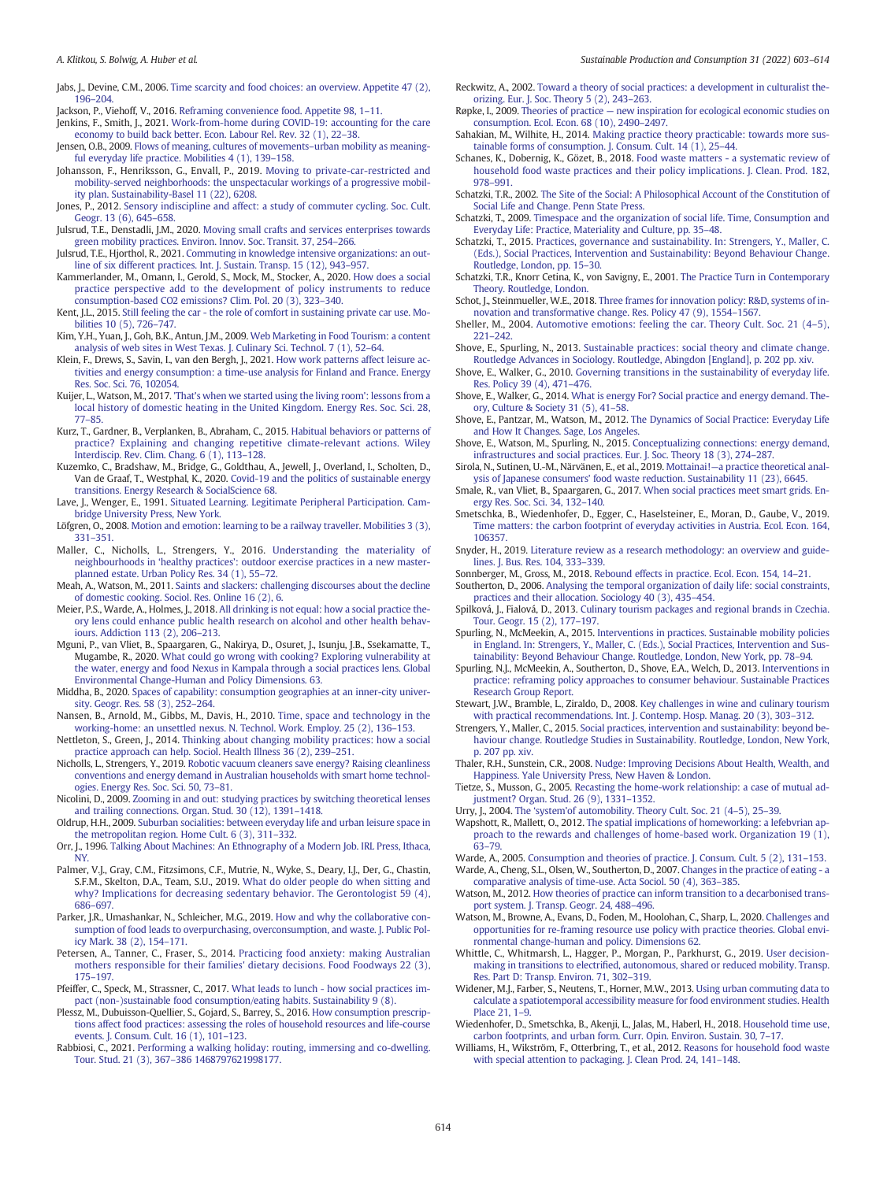Jabs, J., Devine, C.M., 2006. Time scarcity and food choices: an overview. Appetite 47 (2), 196–204.

Jackson, P., Viehoff, V., 2016. Reframing convenience food. Appetite 98, 1–11.

Jenkins, F., Smith, J., 2021. Work-from-home during COVID-19: accounting for the care economy to build back better. Econ. Labour Rel. Rev. 32 (1), 22–38.

Jensen, O.B., 2009. Flows of meaning, cultures of movements–urban mobility as meaningful everyday life practice. Mobilities 4 (1), 139–158.

Johansson, F., Henriksson, G., Envall, P., 2019. Moving to private-car-restricted and mobility-served neighborhoods: the unspectacular workings of a progressive mobility plan. Sustainability-Basel 11 (22), 6208.

Jones, P., 2012. Sensory indiscipline and affect: a study of commuter cycling. Soc. Cult. Geogr. 13 (6), 645–658.

Julsrud, T.E., Denstadli, J.M., 2020. Moving small crafts and services enterprises towards green mobility practices. Environ. Innov. Soc. Transit. 37, 254–266.

Julsrud, T.E., Hjorthol, R., 2021. Commuting in knowledge intensive organizations: an outline of six different practices. Int. J. Sustain. Transp. 15 (12), 943–957.

Kammerlander, M., Omann, I., Gerold, S., Mock, M., Stocker, A., 2020. How does a social practice perspective add to the development of policy instruments to reduce consumption-based CO2 emissions? Clim. Pol. 20 (3), 323–340.

Kent, J.L., 2015. Still feeling the car - the role of comfort in sustaining private car use. Mobilities 10 (5), 726–747.

Kim, Y.H., Yuan, J., Goh, B.K., Antun, J.M., 2009. Web Marketing in Food Tourism: a content analysis of web sites in West Texas. J. Culinary Sci. Technol. 7 (1), 52–64.

Klein, F., Drews, S., Savin, I., van den Bergh, J., 2021. How work patterns affect leisure activities and energy consumption: a time-use analysis for Finland and France. Energy Res. Soc. Sci. 76, 102054.

Kuijer, L., Watson, M., 2017. 'That's when we started using the living room': lessons from a local history of domestic heating in the United Kingdom. Energy Res. Soc. Sci. 28, 77–85.

Kurz, T., Gardner, B., Verplanken, B., Abraham, C., 2015. Habitual behaviors or patterns of practice? Explaining and changing repetitive climate-relevant actions. Wiley Interdiscip. Rev. Clim. Chang. 6 (1), 113–128.

Kuzemko, C., Bradshaw, M., Bridge, G., Goldthau, A., Jewell, J., Overland, I., Scholten, D., Van de Graaf, T., Westphal, K., 2020. Covid-19 and the politics of sustainable energy transitions. Energy Research & SocialScience 68.

Lave, J., Wenger, E., 1991. Situated Learning. Legitimate Peripheral Participation. Cambridge University Press, New York.

Löfgren, O., 2008. Motion and emotion: learning to be a railway traveller. Mobilities 3 (3), 331–351.

Maller, C., Nicholls, L., Strengers, Y., 2016. Understanding the materiality of neighbourhoods in 'healthy practices': outdoor exercise practices in a new masterplanned estate. Urban Policy Res. 34 (1), 55–72.

Meah, A., Watson, M., 2011. Saints and slackers: challenging discourses about the decline of domestic cooking. Sociol. Res. Online 16 (2), 6.

Meier, P.S., Warde, A., Holmes, J., 2018. All drinking is not equal: how a social practice theory lens could enhance public health research on alcohol and other health behaviours. Addiction 113 (2), 206–213.

Mguni, P., van Vliet, B., Spaargaren, G., Nakirya, D., Osuret, J., Isunju, J.B., Ssekamatte, T., Mugambe, R., 2020. What could go wrong with cooking? Exploring vulnerability at the water, energy and food Nexus in Kampala through a social practices lens. Global Environmental Change-Human and Policy Dimensions. 63.

Middha, B., 2020. Spaces of capability: consumption geographies at an inner-city university. Geogr. Res. 58 (3), 252–264.

Nansen, B., Arnold, M., Gibbs, M., Davis, H., 2010. Time, space and technology in the working-home: an unsettled nexus. N. Technol. Work. Employ. 25 (2), 136–153.

Nettleton, S., Green, J., 2014. Thinking about changing mobility practices: how a social practice approach can help. Sociol. Health Illness 36 (2), 239–251.

Nicholls, L., Strengers, Y., 2019. Robotic vacuum cleaners save energy? Raising cleanliness conventions and energy demand in Australian households with smart home technologies. Energy Res. Soc. Sci. 50, 73–81.

Nicolini, D., 2009. Zooming in and out: studying practices by switching theoretical lenses and trailing connections. Organ. Stud. 30 (12), 1391–1418.

Oldrup, H.H., 2009. Suburban socialities: between everyday life and urban leisure space in the metropolitan region. Home Cult. 6 (3), 311–332.

Orr, J., 1996. Talking About Machines: An Ethnography of a Modern Job. IRL Press, Ithaca, NY.

Palmer, V.J., Gray, C.M., Fitzsimons, C.F., Mutrie, N., Wyke, S., Deary, I.J., Der, G., Chastin, S.F.M., Skelton, D.A., Team, S.U., 2019. What do older people do when sitting and why? Implications for decreasing sedentary behavior. The Gerontologist 59 (4), 686–697.

Parker, J.R., Umashankar, N., Schleicher, M.G., 2019. How and why the collaborative consumption of food leads to overpurchasing, overconsumption, and waste. J. Public Policy Mark. 38 (2), 154–171.

Petersen, A., Tanner, C., Fraser, S., 2014. Practicing food anxiety: making Australian mothers responsible for their families' dietary decisions. Food Foodways 22 (3), 175–197.

Pfeiffer, C., Speck, M., Strassner, C., 2017. What leads to lunch - how social practices impact (non-)sustainable food consumption/eating habits. Sustainability 9 (8).

Plessz, M., Dubuisson-Quellier, S., Gojard, S., Barrey, S., 2016. How consumption prescriptions affect food practices: assessing the roles of household resources and life-course events. J. Consum. Cult. 16 (1), 101–123.

Rabbiosi, C., 2021. Performing a walking holiday: routing, immersing and co-dwelling. Tour. Stud. 21 (3), 367–386 1468797621998177.

Reckwitz, A., 2002. Toward a theory of social practices: a development in culturalist theorizing. Eur. J. Soc. Theory 5 (2), 243–263.

Røpke, I., 2009. Theories of practice — new inspiration for ecological economic studies on consumption. Ecol. Econ. 68 (10), 2490–2497.

Sahakian, M., Wilhite, H., 2014. Making practice theory practicable: towards more sustainable forms of consumption. J. Consum. Cult. 14 (1), 25–44.

Schanes, K., Dobernig, K., Gözet, B., 2018. Food waste matters - a systematic review of household food waste practices and their policy implications. J. Clean. Prod. 182, 978–991.

Schatzki, T.R., 2002. The Site of the Social: A Philosophical Account of the Constitution of Social Life and Change. Penn State Press.

Schatzki, T., 2009. Timespace and the organization of social life. Time, Consumption and Everyday Life: Practice, Materiality and Culture, pp. 35–48.

Schatzki, T., 2015. Practices, governance and sustainability. In: Strengers, Y., Maller, C. (Eds.), Social Practices, Intervention and Sustainability: Beyond Behaviour Change. Routledge, London, pp. 15–30.

Schatzki, T.R., Knorr Cetina, K., von Savigny, E., 2001. The Practice Turn in Contemporary Theory. Routledge, London.

Schot, J., Steinmueller, W.E., 2018. Three frames for innovation policy: R&D, systems of innovation and transformative change. Res. Policy 47 (9), 1554–1567.

Sheller, M., 2004. Automotive emotions: feeling the car. Theory Cult. Soc. 21 (4–5), 221–242.

Shove, E., Spurling, N., 2013. Sustainable practices: social theory and climate change. Routledge Advances in Sociology. Routledge, Abingdon [England], p. 202 pp. xiv.

Shove, E., Walker, G., 2010. Governing transitions in the sustainability of everyday life. Res. Policy 39 (4), 471–476.

Shove, E., Walker, G., 2014. What is energy For? Social practice and energy demand. Theory, Culture & Society 31 (5), 41–58.

Shove, E., Pantzar, M., Watson, M., 2012. The Dynamics of Social Practice: Everyday Life and How It Changes. Sage, Los Angeles.

Shove, E., Watson, M., Spurling, N., 2015. Conceptualizing connections: energy demand, infrastructures and social practices. Eur. J. Soc. Theory 18 (3), 274–287.

Sirola, N., Sutinen, U.-M., Närvänen, E., et al., 2019. Mottainai!—a practice theoretical analysis of Japanese consumers' food waste reduction. Sustainability 11 (23), 6645.

Smale, R., van Vliet, B., Spaargaren, G., 2017. When social practices meet smart grids. Energy Res. Soc. Sci. 34, 132–140.

Smetschka, B., Wiedenhofer, D., Egger, C., Haselsteiner, E., Moran, D., Gaube, V., 2019. Time matters: the carbon footprint of everyday activities in Austria. Ecol. Econ. 164, 106357.

Snyder, H., 2019. Literature review as a research methodology: an overview and guidelines. J. Bus. Res. 104, 333–339.

Sonnberger, M., Gross, M., 2018. Rebound effects in practice. Ecol. Econ. 154, 14–21.

Southerton, D., 2006. Analysing the temporal organization of daily life: social constraints, practices and their allocation. Sociology 40 (3), 435–454.

Spilková, J., Fialová, D., 2013. Culinary tourism packages and regional brands in Czechia. Tour. Geogr. 15 (2), 177–197.

Spurling, N., McMeekin, A., 2015. Interventions in practices. Sustainable mobility policies in England. In: Strengers, Y., Maller, C. (Eds.), Social Practices, Intervention and Sustainability: Beyond Behaviour Change. Routledge, London, New York, pp. 78–94.

Spurling, N.J., McMeekin, A., Southerton, D., Shove, E.A., Welch, D., 2013. Interventions in practice: reframing policy approaches to consumer behaviour. Sustainable Practices Research Group Report.

Stewart, J.W., Bramble, L., Ziraldo, D., 2008. Key challenges in wine and culinary tourism with practical recommendations. Int. J. Contemp. Hosp. Manag. 20 (3), 303–312.

Strengers, Y., Maller, C., 2015. Social practices, intervention and sustainability: beyond behaviour change. Routledge Studies in Sustainability. Routledge, London, New York, p. 207 pp. xiv.

Thaler, R.H., Sunstein, C.R., 2008. Nudge: Improving Decisions About Health, Wealth, and Happiness. Yale University Press, New Haven & London.

Tietze, S., Musson, G., 2005. Recasting the home-work relationship: a case of mutual adjustment? Organ. Stud. 26 (9), 1331–1352.

Urry, J., 2004. The 'system'of automobility. Theory Cult. Soc. 21 (4–5), 25–39.

Wapshott, R., Mallett, O., 2012. The spatial implications of homeworking: a lefebvrian approach to the rewards and challenges of home-based work. Organization 19 (1), 63–79.

Warde, A., 2005. Consumption and theories of practice. J. Consum. Cult. 5 (2), 131–153.

Warde, A., Cheng, S.L., Olsen, W., Southerton, D., 2007. Changes in the practice of eating - a comparative analysis of time-use. Acta Sociol. 50 (4), 363–385.

Watson, M., 2012. How theories of practice can inform transition to a decarbonised transport system. J. Transp. Geogr. 24, 488–496.

Watson, M., Browne, A., Evans, D., Foden, M., Hoolohan, C., Sharp, L., 2020. Challenges and opportunities for re-framing resource use policy with practice theories. Global environmental change-human and policy. Dimensions 62.

Whittle, C., Whitmarsh, L., Hagger, P., Morgan, P., Parkhurst, G., 2019. User decision-making in transitions to electrified, autonomous, shared or reduced mobility. Transp. Res. Part D: Transp. Environ. 71, 302–319.

Widener, M.J., Farber, S., Neutens, T., Horner, M.W., 2013. Using urban commuting data to calculate a spatiotemporal accessibility measure for food environment studies. Health Place 21, 1–9.

Wiedenhofer, D., Smetschka, B., Akenji, L., Jalas, M., Haberl, H., 2018. Household time use, carbon footprints, and urban form. Curr. Opin. Environ. Sustain. 30, 7–17.

Williams, H., Wikström, F., Otterbring, T., et al., 2012. Reasons for household food waste with special attention to packaging. J. Clean Prod. 24, 141–148.